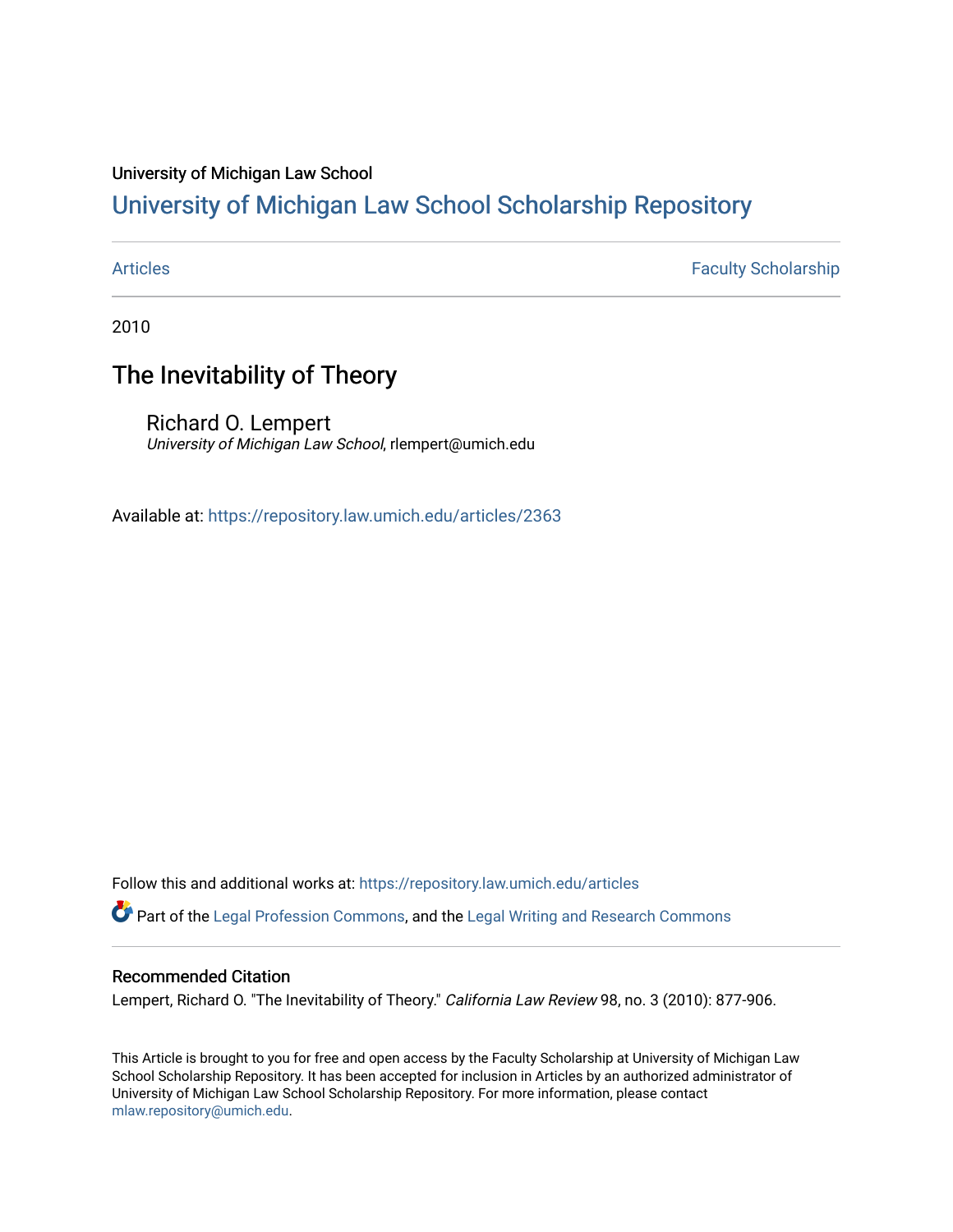University of Michigan Law School

## University of Michigan Law School Scholarship Repository

Articles | Faculty Scholarship

2010

# The Inevitability of Theory

Richard O. Lempert
*University of Michigan Law School*, rlempert@umich.edu

Available at: https://repository.law.umich.edu/articles/2363

Follow this and additional works at: https://repository.law.umich.edu/articles

Part of the Legal Profession Commons, and the Legal Writing and Research Commons

### Recommended Citation

Lempert, Richard O. "The Inevitability of Theory." *California Law Review* 98, no. 3 (2010): 877-906.

This Article is brought to you for free and open access by the Faculty Scholarship at University of Michigan Law School Scholarship Repository. It has been accepted for inclusion in Articles by an authorized administrator of University of Michigan Law School Scholarship Repository. For more information, please contact mlaw.repository@umich.edu.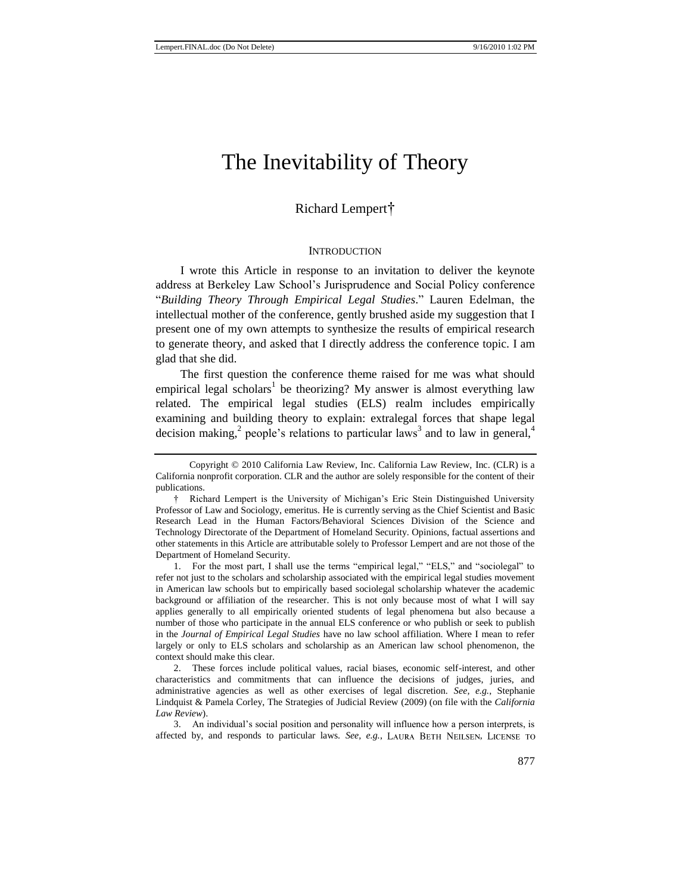# The Inevitability of Theory

Richard Lempert†

## INTRODUCTION

I wrote this Article in response to an invitation to deliver the keynote address at Berkeley Law School's Jurisprudence and Social Policy conference "*Building Theory Through Empirical Legal Studies*." Lauren Edelman, the intellectual mother of the conference, gently brushed aside my suggestion that I present one of my own attempts to synthesize the results of empirical research to generate theory, and asked that I directly address the conference topic. I am glad that she did.

The first question the conference theme raised for me was what should empirical legal scholars[1] be theorizing? My answer is almost everything law related. The empirical legal studies (ELS) realm includes empirically examining and building theory to explain: extralegal forces that shape legal decision making,[2] people's relations to particular laws[3] and to law in general,[4]

---

Copyright © 2010 California Law Review, Inc. California Law Review, Inc. (CLR) is a California nonprofit corporation. CLR and the author are solely responsible for the content of their publications.

† Richard Lempert is the University of Michigan's Eric Stein Distinguished University Professor of Law and Sociology, emeritus. He is currently serving as the Chief Scientist and Basic Research Lead in the Human Factors/Behavioral Sciences Division of the Science and Technology Directorate of the Department of Homeland Security. Opinions, factual assertions and other statements in this Article are attributable solely to Professor Lempert and are not those of the Department of Homeland Security.

1. For the most part, I shall use the terms "empirical legal," "ELS," and "sociolegal" to refer not just to the scholars and scholarship associated with the empirical legal studies movement in American law schools but to empirically based sociolegal scholarship whatever the academic background or affiliation of the researcher. This is not only because most of what I will say applies generally to all empirically oriented students of legal phenomena but also because a number of those who participate in the annual ELS conference or who publish or seek to publish in the *Journal of Empirical Legal Studies* have no law school affiliation. Where I mean to refer largely or only to ELS scholars and scholarship as an American law school phenomenon, the context should make this clear.

2. These forces include political values, racial biases, economic self-interest, and other characteristics and commitments that can influence the decisions of judges, juries, and administrative agencies as well as other exercises of legal discretion. *See, e.g.*, Stephanie Lindquist & Pamela Corley, The Strategies of Judicial Review (2009) (on file with the *California Law Review*).

3. An individual's social position and personality will influence how a person interprets, is affected by, and responds to particular laws. *See, e.g.*, LAURA BETH NEILSEN, LICENSE TO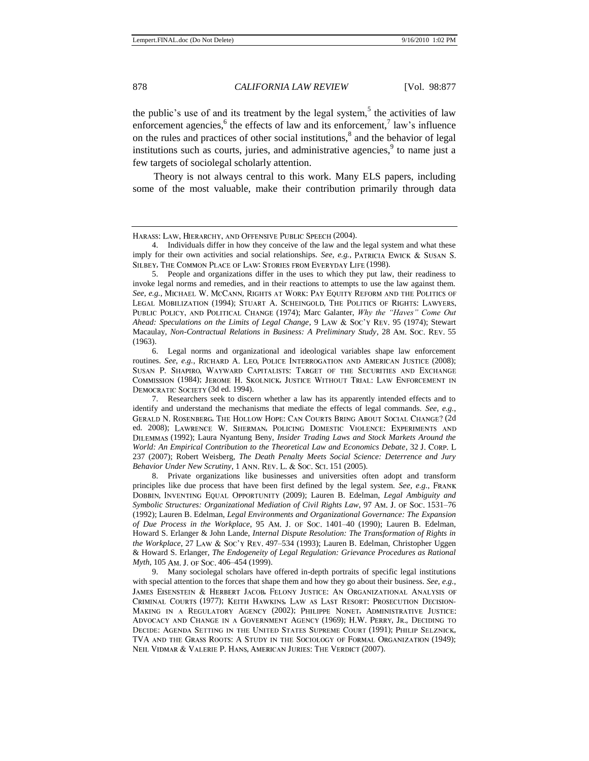the public's use of and its treatment by the legal system,[5] the activities of law enforcement agencies,[6] the effects of law and its enforcement,[7] law's influence on the rules and practices of other social institutions,[8] and the behavior of legal institutions such as courts, juries, and administrative agencies,[9] to name just a few targets of sociolegal scholarly attention.

Theory is not always central to this work. Many ELS papers, including some of the most valuable, make their contribution primarily through data

---

HARASS: LAW, HIERARCHY, AND OFFENSIVE PUBLIC SPEECH (2004).

4. Individuals differ in how they conceive of the law and the legal system and what these imply for their own activities and social relationships. *See, e.g.*, PATRICIA EWICK & SUSAN S. SILBEY, THE COMMON PLACE OF LAW: STORIES FROM EVERYDAY LIFE (1998).

5. People and organizations differ in the uses to which they put law, their readiness to invoke legal norms and remedies, and in their reactions to attempts to use the law against them. *See, e.g.*, MICHAEL W. MCCANN, RIGHTS AT WORK: PAY EQUITY REFORM AND THE POLITICS OF LEGAL MOBILIZATION (1994); STUART A. SCHEINGOLD, THE POLITICS OF RIGHTS: LAWYERS, PUBLIC POLICY, AND POLITICAL CHANGE (1974); Marc Galanter, *Why the "Haves" Come Out Ahead: Speculations on the Limits of Legal Change*, 9 LAW & SOC'Y REV. 95 (1974); Stewart Macaulay, *Non-Contractual Relations in Business: A Preliminary Study*, 28 AM. SOC. REV. 55 (1963).

6. Legal norms and organizational and ideological variables shape law enforcement routines. *See, e.g.*, RICHARD A. LEO, POLICE INTERROGATION AND AMERICAN JUSTICE (2008); SUSAN P. SHAPIRO, WAYWARD CAPITALISTS: TARGET OF THE SECURITIES AND EXCHANGE COMMISSION (1984); JEROME H. SKOLNICK, JUSTICE WITHOUT TRIAL: LAW ENFORCEMENT IN DEMOCRATIC SOCIETY (3d ed. 1994).

7. Researchers seek to discern whether a law has its apparently intended effects and to identify and understand the mechanisms that mediate the effects of legal commands. *See, e.g.*, GERALD N. ROSENBERG, THE HOLLOW HOPE: CAN COURTS BRING ABOUT SOCIAL CHANGE? (2d ed. 2008); LAWRENCE W. SHERMAN, POLICING DOMESTIC VIOLENCE: EXPERIMENTS AND DILEMMAS (1992); Laura Nyantung Beny, *Insider Trading Laws and Stock Markets Around the World: An Empirical Contribution to the Theoretical Law and Economics Debate*, 32 J. CORP. L 237 (2007); Robert Weisberg, *The Death Penalty Meets Social Science: Deterrence and Jury Behavior Under New Scrutiny*, 1 ANN. REV. L. & SOC. SCI. 151 (2005).

8. Private organizations like businesses and universities often adopt and transform principles like due process that have been first defined by the legal system. *See, e.g.*, FRANK DOBBIN, INVENTING EQUAL OPPORTUNITY (2009); Lauren B. Edelman, *Legal Ambiguity and Symbolic Structures: Organizational Mediation of Civil Rights Law*, 97 AM. J. OF SOC. 1531–76 (1992); Lauren B. Edelman, *Legal Environments and Organizational Governance: The Expansion of Due Process in the Workplace*, 95 AM. J. OF SOC. 1401–40 (1990); Lauren B. Edelman, Howard S. Erlanger & John Lande, *Internal Dispute Resolution: The Transformation of Rights in the Workplace*, 27 LAW & SOC'Y REV. 497–534 (1993); Lauren B. Edelman, Christopher Uggen & Howard S. Erlanger, *The Endogeneity of Legal Regulation: Grievance Procedures as Rational Myth*, 105 AM. J. OF SOC. 406–454 (1999).

9. Many sociolegal scholars have offered in-depth portraits of specific legal institutions with special attention to the forces that shape them and how they go about their business. *See, e.g.*, JAMES EISENSTEIN & HERBERT JACOB, FELONY JUSTICE: AN ORGANIZATIONAL ANALYSIS OF CRIMINAL COURTS (1977); KEITH HAWKINS, LAW AS LAST RESORT: PROSECUTION DECISION-MAKING IN A REGULATORY AGENCY (2002); PHILIPPE NONET, ADMINISTRATIVE JUSTICE: ADVOCACY AND CHANGE IN A GOVERNMENT AGENCY (1969); H.W. PERRY, JR., DECIDING TO DECIDE: AGENDA SETTING IN THE UNITED STATES SUPREME COURT (1991); PHILIP SELZNICK, TVA AND THE GRASS ROOTS: A STUDY IN THE SOCIOLOGY OF FORMAL ORGANIZATION (1949); NEIL VIDMAR & VALERIE P. HANS, AMERICAN JURIES: THE VERDICT (2007).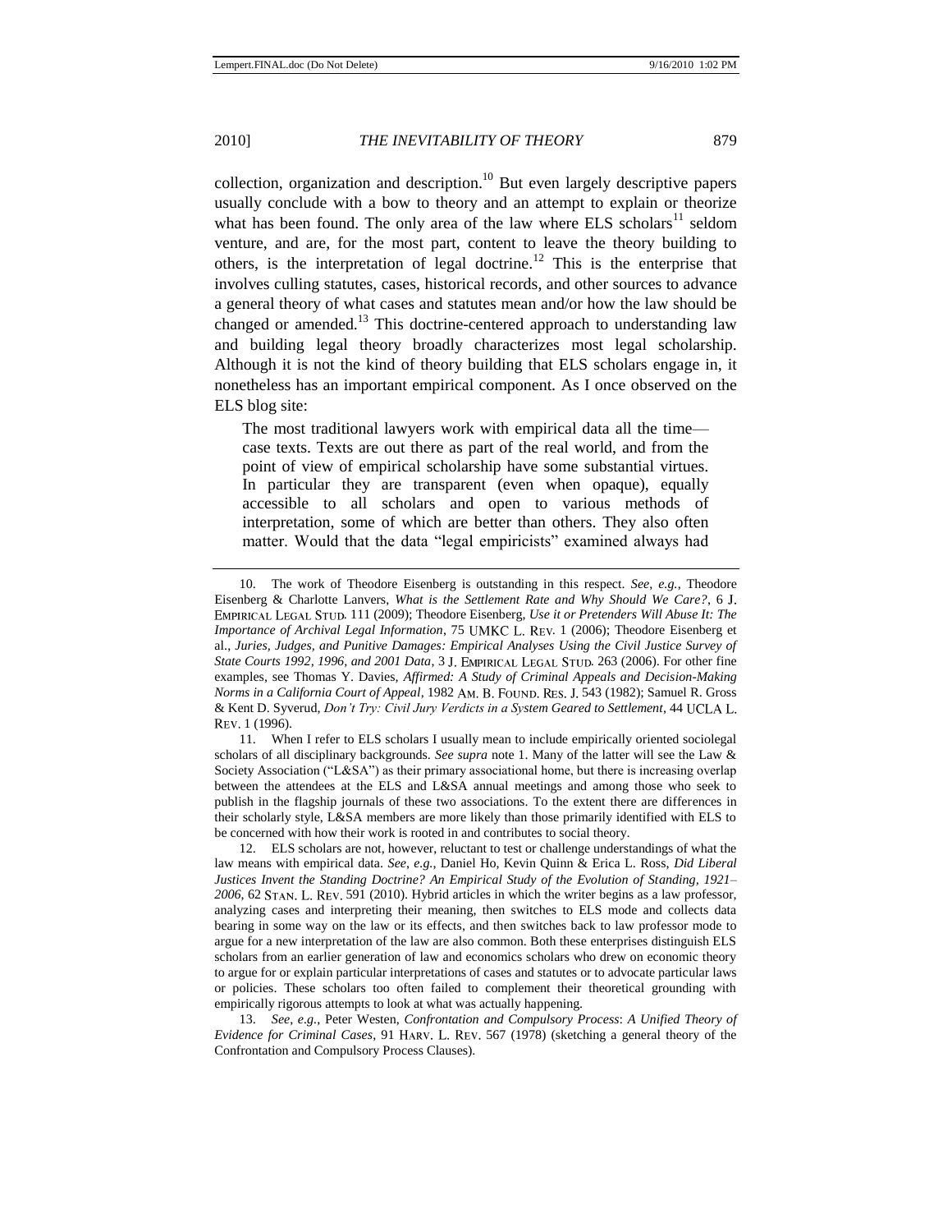collection, organization and description.[10] But even largely descriptive papers usually conclude with a bow to theory and an attempt to explain or theorize what has been found. The only area of the law where ELS scholars[11] seldom venture, and are, for the most part, content to leave the theory building to others, is the interpretation of legal doctrine.[12] This is the enterprise that involves culling statutes, cases, historical records, and other sources to advance a general theory of what cases and statutes mean and/or how the law should be changed or amended.[13] This doctrine-centered approach to understanding law and building legal theory broadly characterizes most legal scholarship. Although it is not the kind of theory building that ELS scholars engage in, it nonetheless has an important empirical component. As I once observed on the ELS blog site:

> The most traditional lawyers work with empirical data all the time—case texts. Texts are out there as part of the real world, and from the point of view of empirical scholarship have some substantial virtues. In particular they are transparent (even when opaque), equally accessible to all scholars and open to various methods of interpretation, some of which are better than others. They also often matter. Would that the data "legal empiricists" examined always had

---

10. The work of Theodore Eisenberg is outstanding in this respect. *See, e.g.*, Theodore Eisenberg & Charlotte Lanvers, *What is the Settlement Rate and Why Should We Care?*, 6 J. EMPIRICAL LEGAL STUD. 111 (2009); Theodore Eisenberg, *Use it or Pretenders Will Abuse It: The Importance of Archival Legal Information*, 75 UMKC L. REV. 1 (2006); Theodore Eisenberg et al., *Juries, Judges, and Punitive Damages: Empirical Analyses Using the Civil Justice Survey of State Courts 1992, 1996, and 2001 Data*, 3 J. EMPIRICAL LEGAL STUD. 263 (2006). For other fine examples, see Thomas Y. Davies, *Affirmed: A Study of Criminal Appeals and Decision-Making Norms in a California Court of Appeal*, 1982 AM. B. FOUND. RES. J. 543 (1982); Samuel R. Gross & Kent D. Syverud, *Don't Try: Civil Jury Verdicts in a System Geared to Settlement*, 44 UCLA L. REV. 1 (1996).

11. When I refer to ELS scholars I usually mean to include empirically oriented sociolegal scholars of all disciplinary backgrounds. *See supra* note 1. Many of the latter will see the Law & Society Association ("L&SA") as their primary associational home, but there is increasing overlap between the attendees at the ELS and L&SA annual meetings and among those who seek to publish in the flagship journals of these two associations. To the extent there are differences in their scholarly style, L&SA members are more likely than those primarily identified with ELS to be concerned with how their work is rooted in and contributes to social theory.

12. ELS scholars are not, however, reluctant to test or challenge understandings of what the law means with empirical data. *See, e.g.*, Daniel Ho, Kevin Quinn & Erica L. Ross, *Did Liberal Justices Invent the Standing Doctrine? An Empirical Study of the Evolution of Standing, 1921–2006*, 62 STAN. L. REV. 591 (2010). Hybrid articles in which the writer begins as a law professor, analyzing cases and interpreting their meaning, then switches to ELS mode and collects data bearing in some way on the law or its effects, and then switches back to law professor mode to argue for a new interpretation of the law are also common. Both these enterprises distinguish ELS scholars from an earlier generation of law and economics scholars who drew on economic theory to argue for or explain particular interpretations of cases and statutes or to advocate particular laws or policies. These scholars too often failed to complement their theoretical grounding with empirically rigorous attempts to look at what was actually happening.

13. *See, e.g.*, Peter Westen, *Confrontation and Compulsory Process: A Unified Theory of Evidence for Criminal Cases*, 91 HARV. L. REV. 567 (1978) (sketching a general theory of the Confrontation and Compulsory Process Clauses).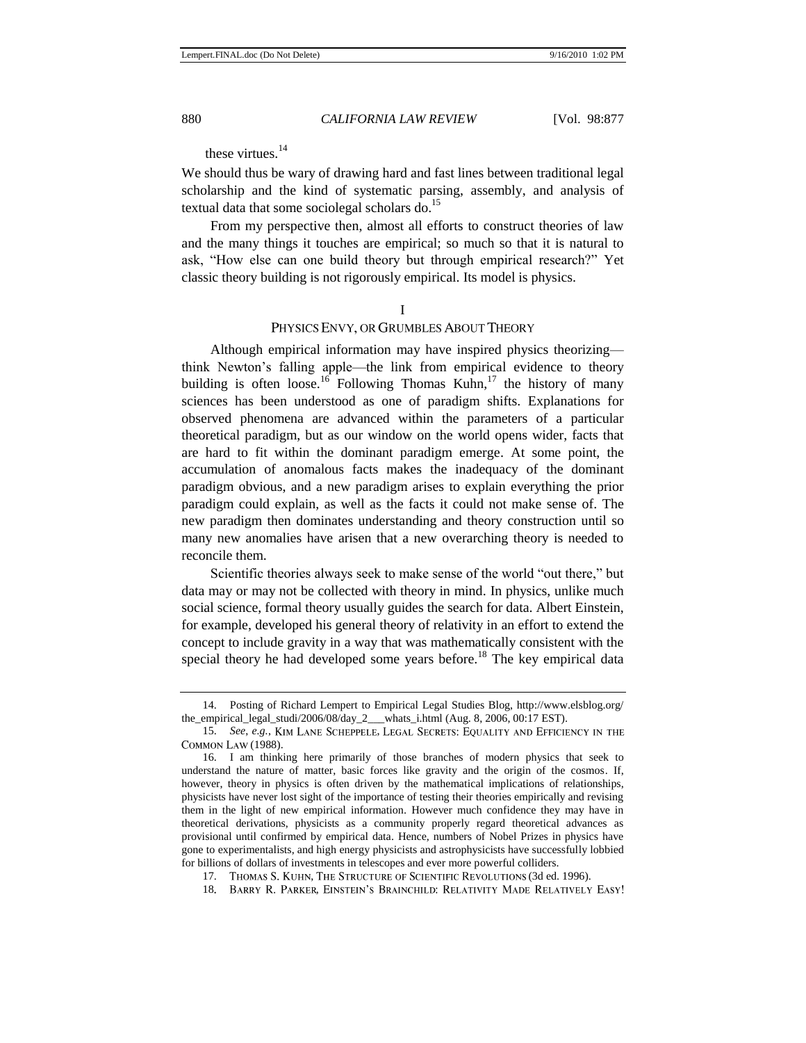these virtues.[14]

We should thus be wary of drawing hard and fast lines between traditional legal scholarship and the kind of systematic parsing, assembly, and analysis of textual data that some sociolegal scholars do.[15]

From my perspective then, almost all efforts to construct theories of law and the many things it touches are empirical; so much so that it is natural to ask, "How else can one build theory but through empirical research?" Yet classic theory building is not rigorously empirical. Its model is physics.

## I
## PHYSICS ENVY, OR GRUMBLES ABOUT THEORY

Although empirical information may have inspired physics theorizing—think Newton's falling apple—the link from empirical evidence to theory building is often loose.[16] Following Thomas Kuhn,[17] the history of many sciences has been understood as one of paradigm shifts. Explanations for observed phenomena are advanced within the parameters of a particular theoretical paradigm, but as our window on the world opens wider, facts that are hard to fit within the dominant paradigm emerge. At some point, the accumulation of anomalous facts makes the inadequacy of the dominant paradigm obvious, and a new paradigm arises to explain everything the prior paradigm could explain, as well as the facts it could not make sense of. The new paradigm then dominates understanding and theory construction until so many new anomalies have arisen that a new overarching theory is needed to reconcile them.

Scientific theories always seek to make sense of the world "out there," but data may or may not be collected with theory in mind. In physics, unlike much social science, formal theory usually guides the search for data. Albert Einstein, for example, developed his general theory of relativity in an effort to extend the concept to include gravity in a way that was mathematically consistent with the special theory he had developed some years before.[18] The key empirical data

---

14. Posting of Richard Lempert to Empirical Legal Studies Blog, http://www.elsblog.org/the_empirical_legal_studi/2006/08/day_2___whats_i.html (Aug. 8, 2006, 00:17 EST).

15. *See, e.g.*, KIM LANE SCHEPPELE, LEGAL SECRETS: EQUALITY AND EFFICIENCY IN THE COMMON LAW (1988).

16. I am thinking here primarily of those branches of modern physics that seek to understand the nature of matter, basic forces like gravity and the origin of the cosmos. If, however, theory in physics is often driven by the mathematical implications of relationships, physicists have never lost sight of the importance of testing their theories empirically and revising them in the light of new empirical information. However much confidence they may have in theoretical derivations, physicists as a community properly regard theoretical advances as provisional until confirmed by empirical data. Hence, numbers of Nobel Prizes in physics have gone to experimentalists, and high energy physicists and astrophysicists have successfully lobbied for billions of dollars of investments in telescopes and ever more powerful colliders.

17. THOMAS S. KUHN, THE STRUCTURE OF SCIENTIFIC REVOLUTIONS (3d ed. 1996).

18. BARRY R. PARKER, EINSTEIN'S BRAINCHILD: RELATIVITY MADE RELATIVELY EASY!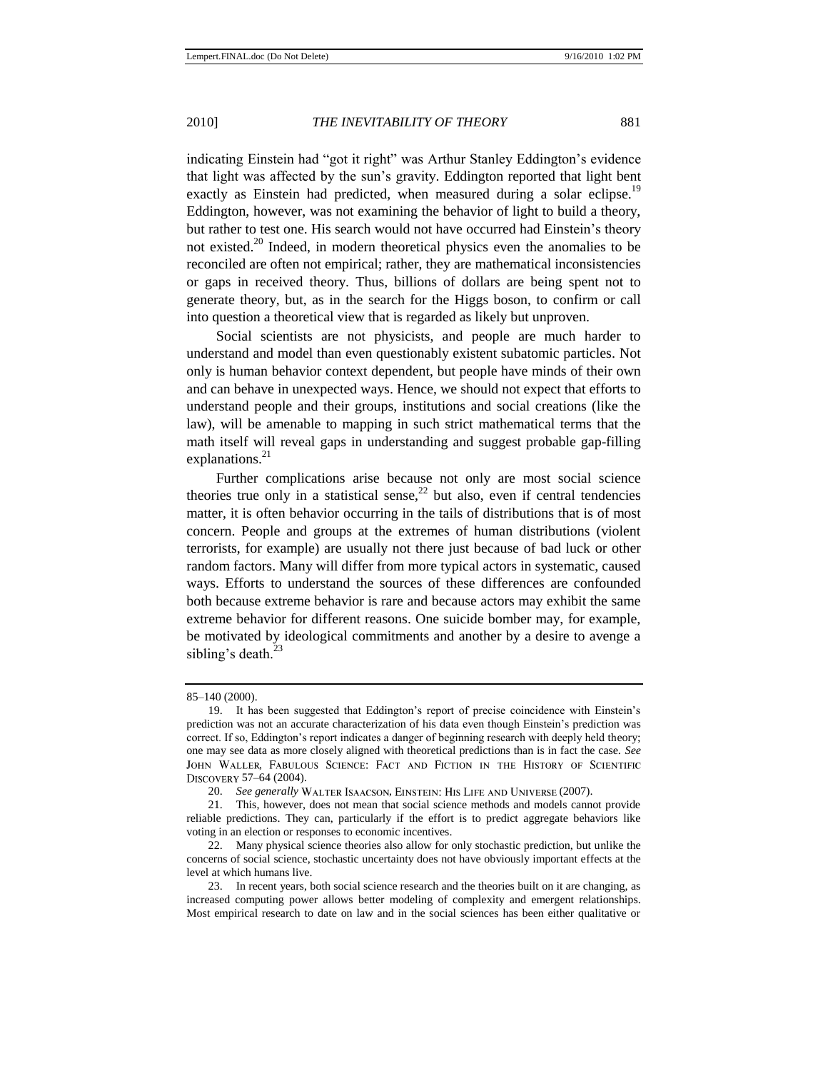indicating Einstein had "got it right" was Arthur Stanley Eddington's evidence that light was affected by the sun's gravity. Eddington reported that light bent exactly as Einstein had predicted, when measured during a solar eclipse.[19] Eddington, however, was not examining the behavior of light to build a theory, but rather to test one. His search would not have occurred had Einstein's theory not existed.[20] Indeed, in modern theoretical physics even the anomalies to be reconciled are often not empirical; rather, they are mathematical inconsistencies or gaps in received theory. Thus, billions of dollars are being spent not to generate theory, but, as in the search for the Higgs boson, to confirm or call into question a theoretical view that is regarded as likely but unproven.

Social scientists are not physicists, and people are much harder to understand and model than even questionably existent subatomic particles. Not only is human behavior context dependent, but people have minds of their own and can behave in unexpected ways. Hence, we should not expect that efforts to understand people and their groups, institutions and social creations (like the law), will be amenable to mapping in such strict mathematical terms that the math itself will reveal gaps in understanding and suggest probable gap-filling explanations.[21]

Further complications arise because not only are most social science theories true only in a statistical sense,[22] but also, even if central tendencies matter, it is often behavior occurring in the tails of distributions that is of most concern. People and groups at the extremes of human distributions (violent terrorists, for example) are usually not there just because of bad luck or other random factors. Many will differ from more typical actors in systematic, caused ways. Efforts to understand the sources of these differences are confounded both because extreme behavior is rare and because actors may exhibit the same extreme behavior for different reasons. One suicide bomber may, for example, be motivated by ideological commitments and another by a desire to avenge a sibling's death.[23]

---

85–140 (2000).

19. It has been suggested that Eddington's report of precise coincidence with Einstein's prediction was not an accurate characterization of his data even though Einstein's prediction was correct. If so, Eddington's report indicates a danger of beginning research with deeply held theory; one may see data as more closely aligned with theoretical predictions than is in fact the case. *See* JOHN WALLER, FABULOUS SCIENCE: FACT AND FICTION IN THE HISTORY OF SCIENTIFIC DISCOVERY 57–64 (2004).

20. *See generally* WALTER ISAACSON, EINSTEIN: HIS LIFE AND UNIVERSE (2007).

21. This, however, does not mean that social science methods and models cannot provide reliable predictions. They can, particularly if the effort is to predict aggregate behaviors like voting in an election or responses to economic incentives.

22. Many physical science theories also allow for only stochastic prediction, but unlike the concerns of social science, stochastic uncertainty does not have obviously important effects at the level at which humans live.

23. In recent years, both social science research and the theories built on it are changing, as increased computing power allows better modeling of complexity and emergent relationships. Most empirical research to date on law and in the social sciences has been either qualitative or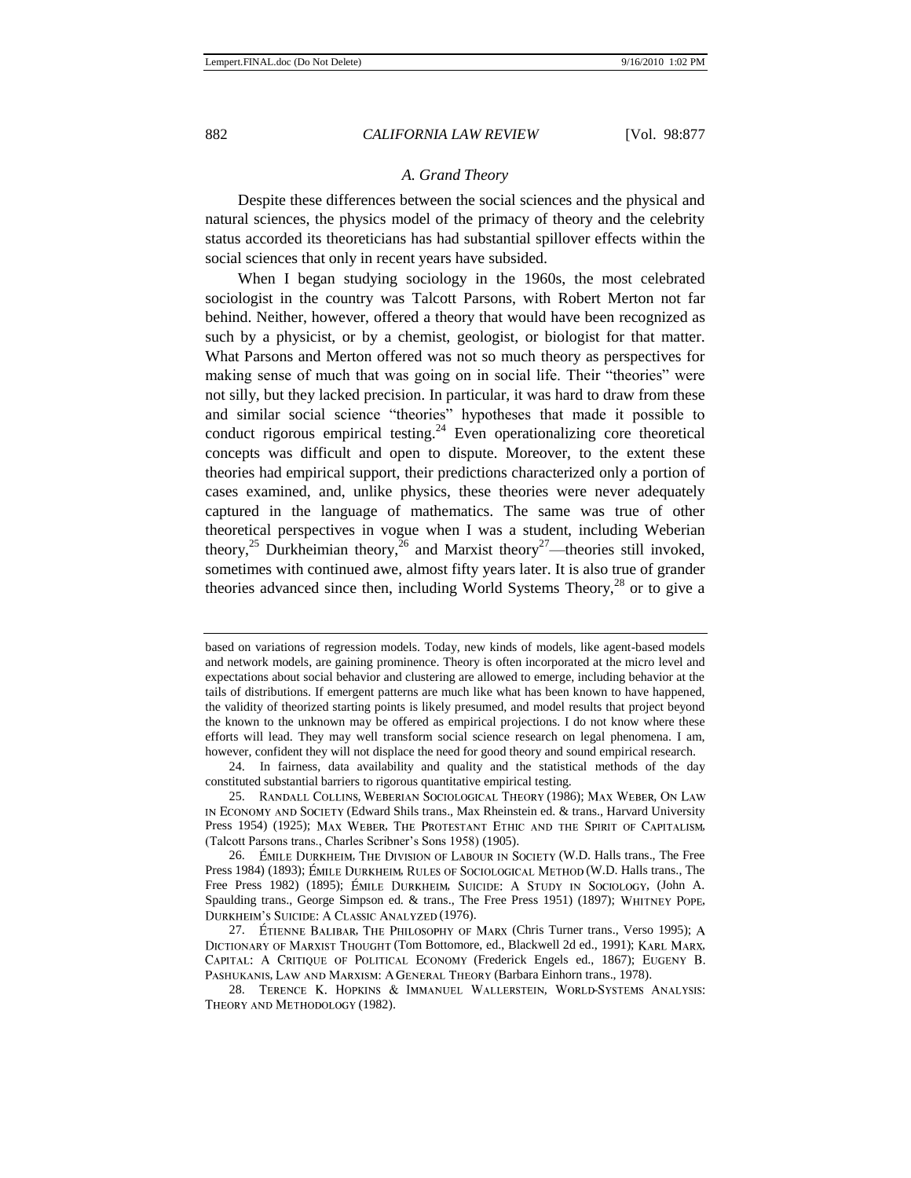### A. Grand Theory

Despite these differences between the social sciences and the physical and natural sciences, the physics model of the primacy of theory and the celebrity status accorded its theoreticians has had substantial spillover effects within the social sciences that only in recent years have subsided.

When I began studying sociology in the 1960s, the most celebrated sociologist in the country was Talcott Parsons, with Robert Merton not far behind. Neither, however, offered a theory that would have been recognized as such by a physicist, or by a chemist, geologist, or biologist for that matter. What Parsons and Merton offered was not so much theory as perspectives for making sense of much that was going on in social life. Their "theories" were not silly, but they lacked precision. In particular, it was hard to draw from these and similar social science "theories" hypotheses that made it possible to conduct rigorous empirical testing.[24] Even operationalizing core theoretical concepts was difficult and open to dispute. Moreover, to the extent these theories had empirical support, their predictions characterized only a portion of cases examined, and, unlike physics, these theories were never adequately captured in the language of mathematics. The same was true of other theoretical perspectives in vogue when I was a student, including Weberian theory,[25] Durkheimian theory,[26] and Marxist theory[27]—theories still invoked, sometimes with continued awe, almost fifty years later. It is also true of grander theories advanced since then, including World Systems Theory,[28] or to give a

---

based on variations of regression models. Today, new kinds of models, like agent-based models and network models, are gaining prominence. Theory is often incorporated at the micro level and expectations about social behavior and clustering are allowed to emerge, including behavior at the tails of distributions. If emergent patterns are much like what has been known to have happened, the validity of theorized starting points is likely presumed, and model results that project beyond the known to the unknown may be offered as empirical projections. I do not know where these efforts will lead. They may well transform social science research on legal phenomena. I am, however, confident they will not displace the need for good theory and sound empirical research.

24. In fairness, data availability and quality and the statistical methods of the day constituted substantial barriers to rigorous quantitative empirical testing.

25. RANDALL COLLINS, WEBERIAN SOCIOLOGICAL THEORY (1986); MAX WEBER, ON LAW IN ECONOMY AND SOCIETY (Edward Shils trans., Max Rheinstein ed. & trans., Harvard University Press 1954) (1925); MAX WEBER, THE PROTESTANT ETHIC AND THE SPIRIT OF CAPITALISM, (Talcott Parsons trans., Charles Scribner's Sons 1958) (1905).

26. ÉMILE DURKHEIM, THE DIVISION OF LABOUR IN SOCIETY (W.D. Halls trans., The Free Press 1984) (1893); ÉMILE DURKHEIM, RULES OF SOCIOLOGICAL METHOD (W.D. Halls trans., The Free Press 1982) (1895); ÉMILE DURKHEIM, SUICIDE: A STUDY IN SOCIOLOGY, (John A. Spaulding trans., George Simpson ed. & trans., The Free Press 1951) (1897); WHITNEY POPE, DURKHEIM'S SUICIDE: A CLASSIC ANALYZED (1976).

27. ÉTIENNE BALIBAR, THE PHILOSOPHY OF MARX (Chris Turner trans., Verso 1995); A DICTIONARY OF MARXIST THOUGHT (Tom Bottomore, ed., Blackwell 2d ed., 1991); KARL MARX, CAPITAL: A CRITIQUE OF POLITICAL ECONOMY (Frederick Engels ed., 1867); EUGENY B. PASHUKANIS, LAW AND MARXISM: A GENERAL THEORY (Barbara Einhorn trans., 1978).

28. TERENCE K. HOPKINS & IMMANUEL WALLERSTEIN, WORLD-SYSTEMS ANALYSIS: THEORY AND METHODOLOGY (1982).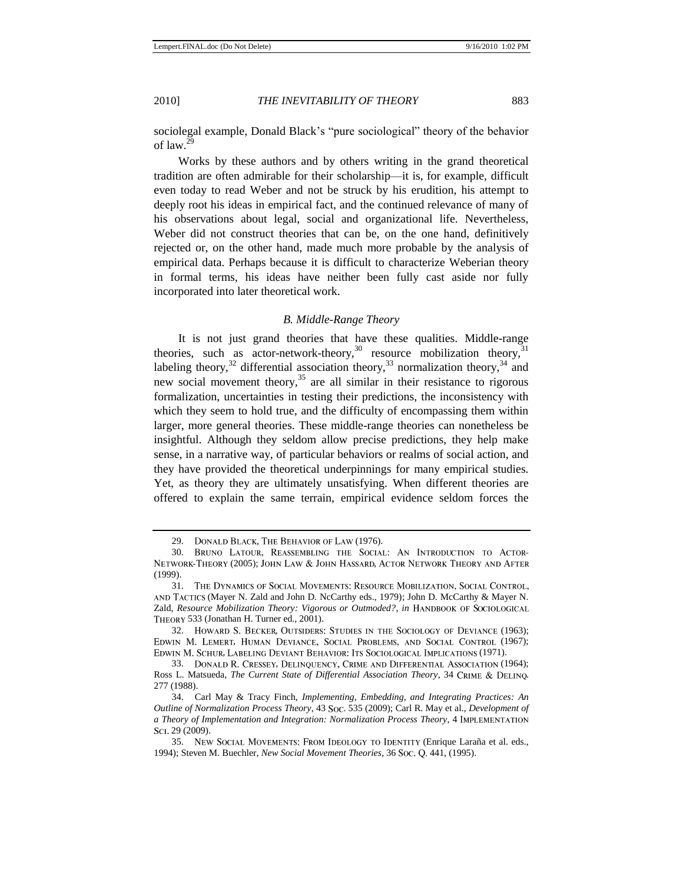sociolegal example, Donald Black's "pure sociological" theory of the behavior of law.[29]

Works by these authors and by others writing in the grand theoretical tradition are often admirable for their scholarship—it is, for example, difficult even today to read Weber and not be struck by his erudition, his attempt to deeply root his ideas in empirical fact, and the continued relevance of many of his observations about legal, social and organizational life. Nevertheless, Weber did not construct theories that can be, on the one hand, definitively rejected or, on the other hand, made much more probable by the analysis of empirical data. Perhaps because it is difficult to characterize Weberian theory in formal terms, his ideas have neither been fully cast aside nor fully incorporated into later theoretical work.

### *B. Middle-Range Theory*

It is not just grand theories that have these qualities. Middle-range theories, such as actor-network-theory,[30] resource mobilization theory,[31] labeling theory,[32] differential association theory,[33] normalization theory,[34] and new social movement theory,[35] are all similar in their resistance to rigorous formalization, uncertainties in testing their predictions, the inconsistency with which they seem to hold true, and the difficulty of encompassing them within larger, more general theories. These middle-range theories can nonetheless be insightful. Although they seldom allow precise predictions, they help make sense, in a narrative way, of particular behaviors or realms of social action, and they have provided the theoretical underpinnings for many empirical studies. Yet, as theory they are ultimately unsatisfying. When different theories are offered to explain the same terrain, empirical evidence seldom forces the

---

29. Donald Black, The Behavior of Law (1976).

30. Bruno Latour, Reassembling the Social: An Introduction to Actor-Network-Theory (2005); John Law & John Hassard, Actor Network Theory and After (1999).

31. The Dynamics of Social Movements: Resource Mobilization, Social Control, and Tactics (Mayer N. Zald and John D. NcCarthy eds., 1979); John D. McCarthy & Mayer N. Zald, *Resource Mobilization Theory: Vigorous or Outmoded?*, *in* Handbook of Sociological Theory 533 (Jonathan H. Turner ed., 2001).

32. Howard S. Becker, Outsiders: Studies in the Sociology of Deviance (1963); Edwin M. Lemert, Human Deviance, Social Problems, and Social Control (1967); Edwin M. Schur, Labeling Deviant Behavior: Its Sociological Implications (1971).

33. Donald R. Cressey, Delinquency, Crime and Differential Association (1964); Ross L. Matsueda, *The Current State of Differential Association Theory*, 34 Crime & Delinq. 277 (1988).

34. Carl May & Tracy Finch, *Implementing, Embedding, and Integrating Practices: An Outline of Normalization Process Theory*, 43 Soc. 535 (2009); Carl R. May et al., *Development of a Theory of Implementation and Integration: Normalization Process Theory*, 4 Implementation Sci. 29 (2009).

35. New Social Movements: From Ideology to Identity (Enrique Laraña et al. eds., 1994); Steven M. Buechler, *New Social Movement Theories*, 36 Soc. Q. 441, (1995).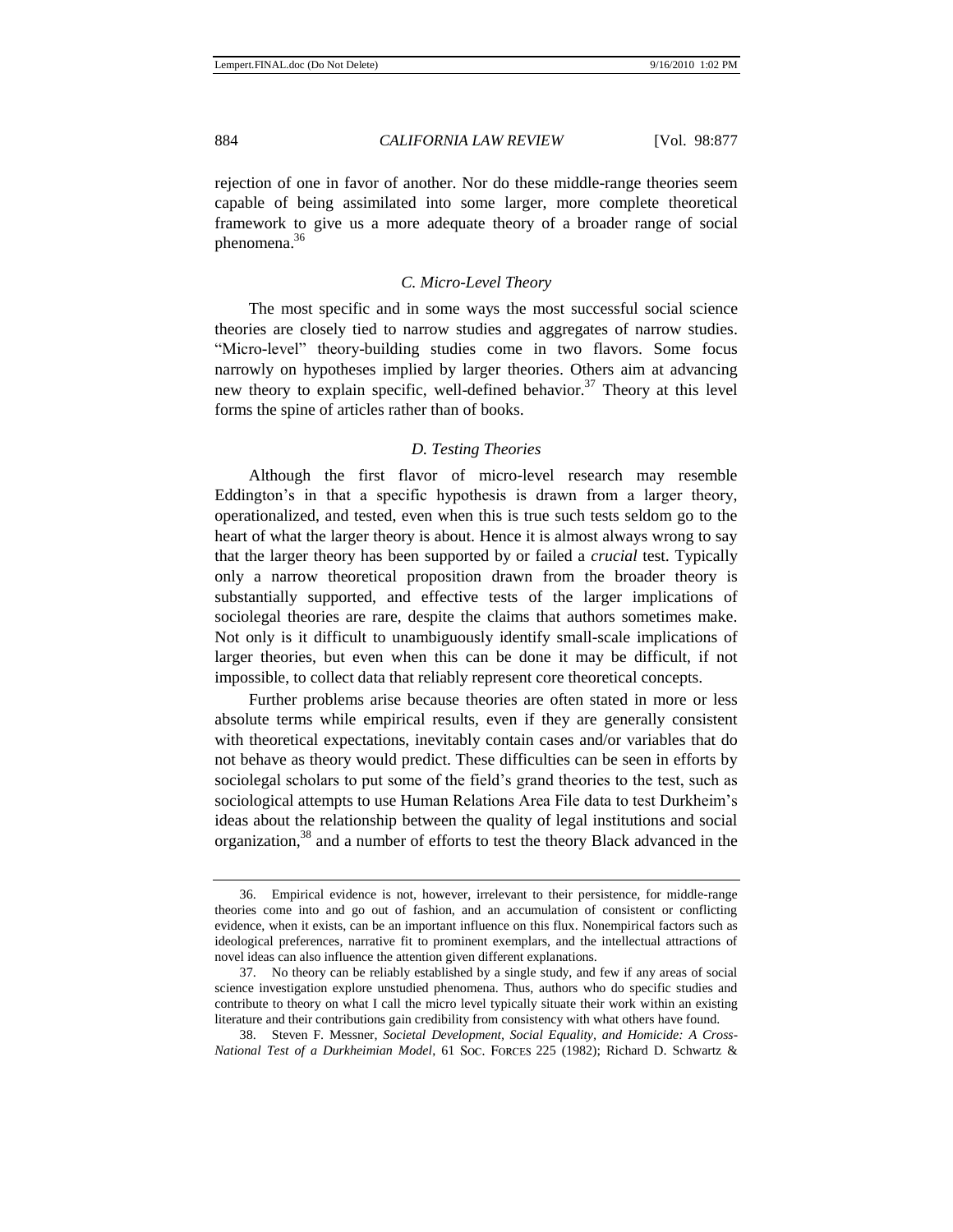rejection of one in favor of another. Nor do these middle-range theories seem capable of being assimilated into some larger, more complete theoretical framework to give us a more adequate theory of a broader range of social phenomena.[36]

### *C. Micro-Level Theory*

The most specific and in some ways the most successful social science theories are closely tied to narrow studies and aggregates of narrow studies. "Micro-level" theory-building studies come in two flavors. Some focus narrowly on hypotheses implied by larger theories. Others aim at advancing new theory to explain specific, well-defined behavior.[37] Theory at this level forms the spine of articles rather than of books.

### *D. Testing Theories*

Although the first flavor of micro-level research may resemble Eddington's in that a specific hypothesis is drawn from a larger theory, operationalized, and tested, even when this is true such tests seldom go to the heart of what the larger theory is about. Hence it is almost always wrong to say that the larger theory has been supported by or failed a *crucial* test. Typically only a narrow theoretical proposition drawn from the broader theory is substantially supported, and effective tests of the larger implications of sociolegal theories are rare, despite the claims that authors sometimes make. Not only is it difficult to unambiguously identify small-scale implications of larger theories, but even when this can be done it may be difficult, if not impossible, to collect data that reliably represent core theoretical concepts.

Further problems arise because theories are often stated in more or less absolute terms while empirical results, even if they are generally consistent with theoretical expectations, inevitably contain cases and/or variables that do not behave as theory would predict. These difficulties can be seen in efforts by sociolegal scholars to put some of the field's grand theories to the test, such as sociological attempts to use Human Relations Area File data to test Durkheim's ideas about the relationship between the quality of legal institutions and social organization,[38] and a number of efforts to test the theory Black advanced in the

---

36. Empirical evidence is not, however, irrelevant to their persistence, for middle-range theories come into and go out of fashion, and an accumulation of consistent or conflicting evidence, when it exists, can be an important influence on this flux. Nonempirical factors such as ideological preferences, narrative fit to prominent exemplars, and the intellectual attractions of novel ideas can also influence the attention given different explanations.

37. No theory can be reliably established by a single study, and few if any areas of social science investigation explore unstudied phenomena. Thus, authors who do specific studies and contribute to theory on what I call the micro level typically situate their work within an existing literature and their contributions gain credibility from consistency with what others have found.

38. Steven F. Messner, *Societal Development, Social Equality, and Homicide: A Cross-National Test of a Durkheimian Model*, 61 SOC. FORCES 225 (1982); Richard D. Schwartz &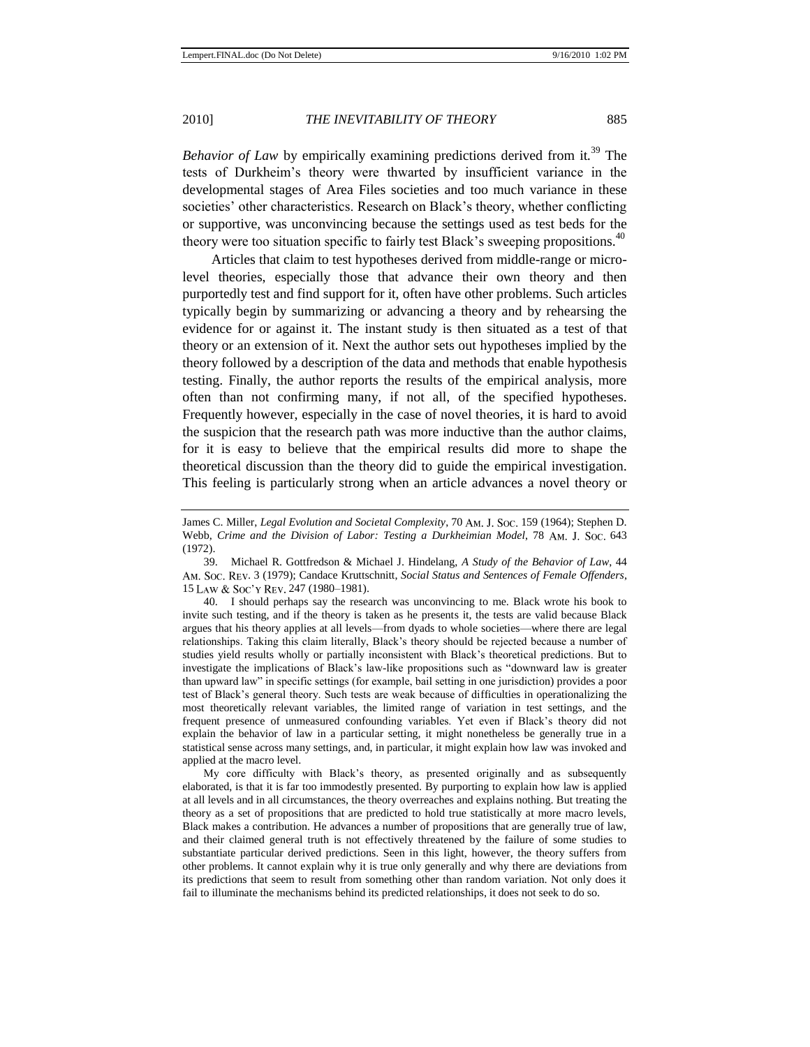*Behavior of Law* by empirically examining predictions derived from it.[39] The tests of Durkheim's theory were thwarted by insufficient variance in the developmental stages of Area Files societies and too much variance in these societies' other characteristics. Research on Black's theory, whether conflicting or supportive, was unconvincing because the settings used as test beds for the theory were too situation specific to fairly test Black's sweeping propositions.[40]

Articles that claim to test hypotheses derived from middle-range or micro-level theories, especially those that advance their own theory and then purportedly test and find support for it, often have other problems. Such articles typically begin by summarizing or advancing a theory and by rehearsing the evidence for or against it. The instant study is then situated as a test of that theory or an extension of it. Next the author sets out hypotheses implied by the theory followed by a description of the data and methods that enable hypothesis testing. Finally, the author reports the results of the empirical analysis, more often than not confirming many, if not all, of the specified hypotheses. Frequently however, especially in the case of novel theories, it is hard to avoid the suspicion that the research path was more inductive than the author claims, for it is easy to believe that the empirical results did more to shape the theoretical discussion than the theory did to guide the empirical investigation. This feeling is particularly strong when an article advances a novel theory or

---

James C. Miller, *Legal Evolution and Societal Complexity*, 70 AM. J. SOC. 159 (1964); Stephen D. Webb, *Crime and the Division of Labor: Testing a Durkheimian Model*, 78 AM. J. SOC. 643 (1972).

39. Michael R. Gottfredson & Michael J. Hindelang, *A Study of the Behavior of Law*, 44 AM. SOC. REV. 3 (1979); Candace Kruttschnitt, *Social Status and Sentences of Female Offenders*, 15 LAW & SOC'Y REV. 247 (1980–1981).

40. I should perhaps say the research was unconvincing to me. Black wrote his book to invite such testing, and if the theory is taken as he presents it, the tests are valid because Black argues that his theory applies at all levels—from dyads to whole societies—where there are legal relationships. Taking this claim literally, Black's theory should be rejected because a number of studies yield results wholly or partially inconsistent with Black's theoretical predictions. But to investigate the implications of Black's law-like propositions such as "downward law is greater than upward law" in specific settings (for example, bail setting in one jurisdiction) provides a poor test of Black's general theory. Such tests are weak because of difficulties in operationalizing the most theoretically relevant variables, the limited range of variation in test settings, and the frequent presence of unmeasured confounding variables. Yet even if Black's theory did not explain the behavior of law in a particular setting, it might nonetheless be generally true in a statistical sense across many settings, and, in particular, it might explain how law was invoked and applied at the macro level.

My core difficulty with Black's theory, as presented originally and as subsequently elaborated, is that it is far too immodestly presented. By purporting to explain how law is applied at all levels and in all circumstances, the theory overreaches and explains nothing. But treating the theory as a set of propositions that are predicted to hold true statistically at more macro levels, Black makes a contribution. He advances a number of propositions that are generally true of law, and their claimed general truth is not effectively threatened by the failure of some studies to substantiate particular derived predictions. Seen in this light, however, the theory suffers from other problems. It cannot explain why it is true only generally and why there are deviations from its predictions that seem to result from something other than random variation. Not only does it fail to illuminate the mechanisms behind its predicted relationships, it does not seek to do so.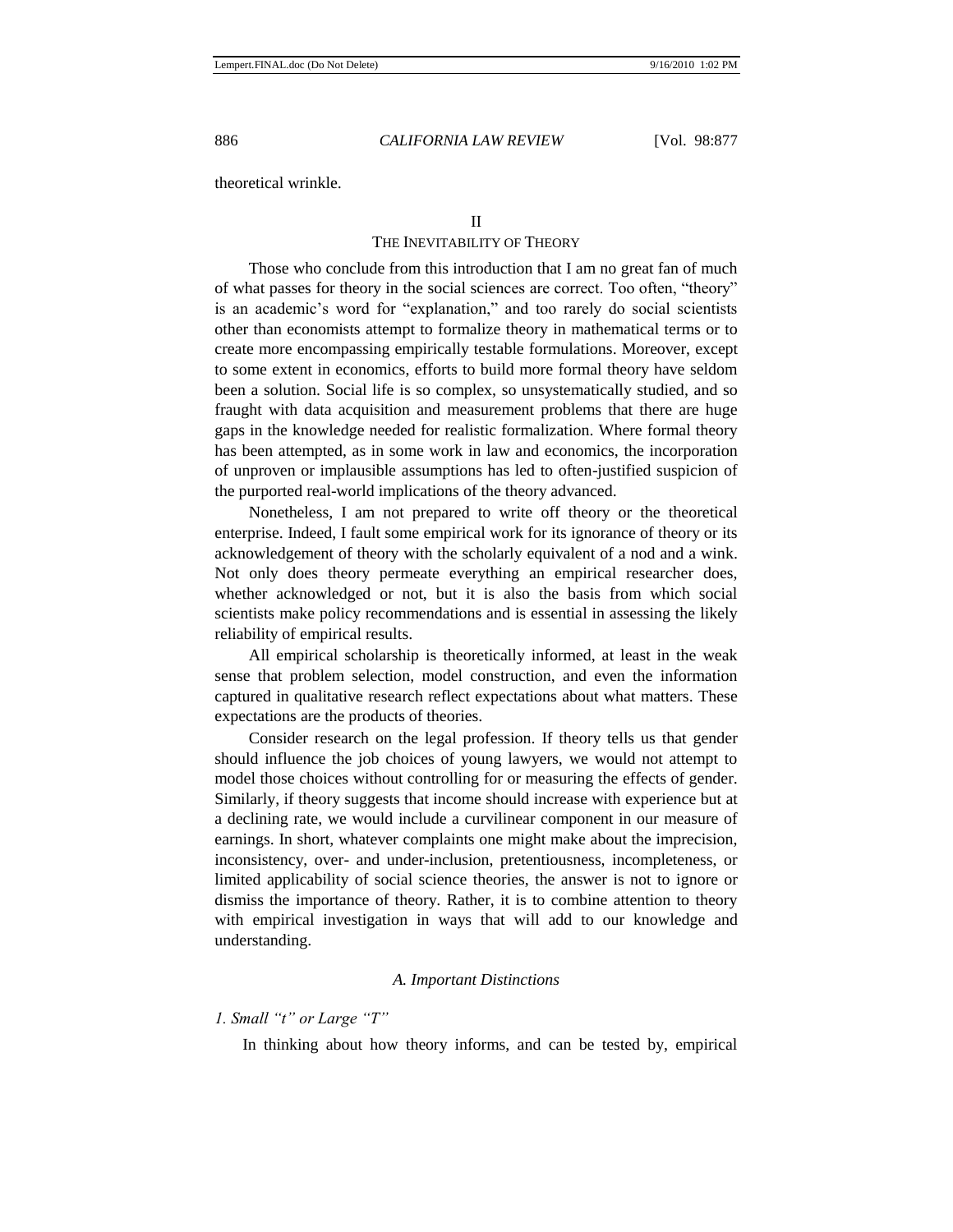theoretical wrinkle.

## II
## THE INEVITABILITY OF THEORY

Those who conclude from this introduction that I am no great fan of much of what passes for theory in the social sciences are correct. Too often, "theory" is an academic's word for "explanation," and too rarely do social scientists other than economists attempt to formalize theory in mathematical terms or to create more encompassing empirically testable formulations. Moreover, except to some extent in economics, efforts to build more formal theory have seldom been a solution. Social life is so complex, so unsystematically studied, and so fraught with data acquisition and measurement problems that there are huge gaps in the knowledge needed for realistic formalization. Where formal theory has been attempted, as in some work in law and economics, the incorporation of unproven or implausible assumptions has led to often-justified suspicion of the purported real-world implications of the theory advanced.

Nonetheless, I am not prepared to write off theory or the theoretical enterprise. Indeed, I fault some empirical work for its ignorance of theory or its acknowledgement of theory with the scholarly equivalent of a nod and a wink. Not only does theory permeate everything an empirical researcher does, whether acknowledged or not, but it is also the basis from which social scientists make policy recommendations and is essential in assessing the likely reliability of empirical results.

All empirical scholarship is theoretically informed, at least in the weak sense that problem selection, model construction, and even the information captured in qualitative research reflect expectations about what matters. These expectations are the products of theories.

Consider research on the legal profession. If theory tells us that gender should influence the job choices of young lawyers, we would not attempt to model those choices without controlling for or measuring the effects of gender. Similarly, if theory suggests that income should increase with experience but at a declining rate, we would include a curvilinear component in our measure of earnings. In short, whatever complaints one might make about the imprecision, inconsistency, over- and under-inclusion, pretentiousness, incompleteness, or limited applicability of social science theories, the answer is not to ignore or dismiss the importance of theory. Rather, it is to combine attention to theory with empirical investigation in ways that will add to our knowledge and understanding.

### *A. Important Distinctions*

#### *1. Small "t" or Large "T"*

In thinking about how theory informs, and can be tested by, empirical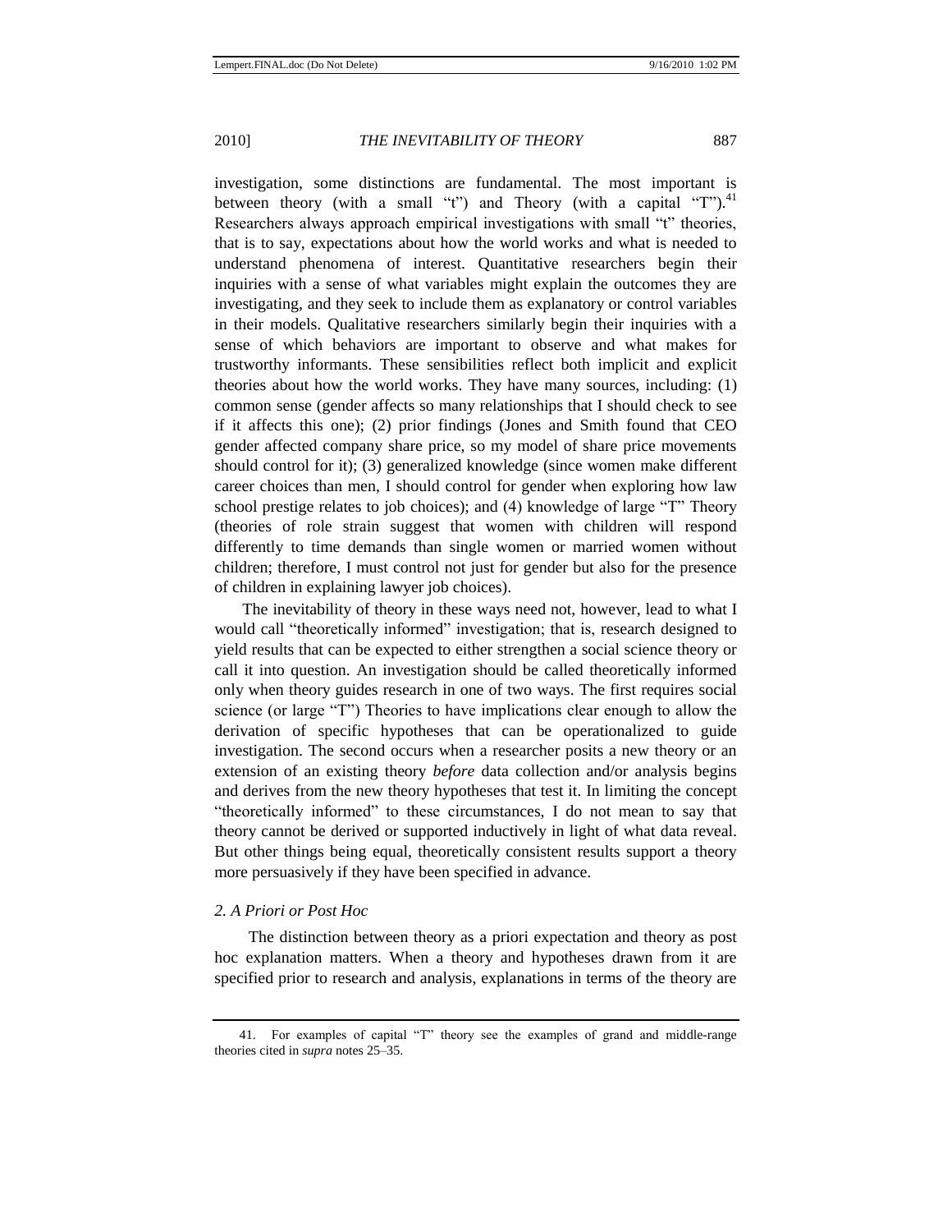investigation, some distinctions are fundamental. The most important is between theory (with a small "t") and Theory (with a capital "T").[41] Researchers always approach empirical investigations with small "t" theories, that is to say, expectations about how the world works and what is needed to understand phenomena of interest. Quantitative researchers begin their inquiries with a sense of what variables might explain the outcomes they are investigating, and they seek to include them as explanatory or control variables in their models. Qualitative researchers similarly begin their inquiries with a sense of which behaviors are important to observe and what makes for trustworthy informants. These sensibilities reflect both implicit and explicit theories about how the world works. They have many sources, including: (1) common sense (gender affects so many relationships that I should check to see if it affects this one); (2) prior findings (Jones and Smith found that CEO gender affected company share price, so my model of share price movements should control for it); (3) generalized knowledge (since women make different career choices than men, I should control for gender when exploring how law school prestige relates to job choices); and (4) knowledge of large "T" Theory (theories of role strain suggest that women with children will respond differently to time demands than single women or married women without children; therefore, I must control not just for gender but also for the presence of children in explaining lawyer job choices).

The inevitability of theory in these ways need not, however, lead to what I would call "theoretically informed" investigation; that is, research designed to yield results that can be expected to either strengthen a social science theory or call it into question. An investigation should be called theoretically informed only when theory guides research in one of two ways. The first requires social science (or large "T") Theories to have implications clear enough to allow the derivation of specific hypotheses that can be operationalized to guide investigation. The second occurs when a researcher posits a new theory or an extension of an existing theory *before* data collection and/or analysis begins and derives from the new theory hypotheses that test it. In limiting the concept "theoretically informed" to these circumstances, I do not mean to say that theory cannot be derived or supported inductively in light of what data reveal. But other things being equal, theoretically consistent results support a theory more persuasively if they have been specified in advance.

### *2. A Priori or Post Hoc*

The distinction between theory as a priori expectation and theory as post hoc explanation matters. When a theory and hypotheses drawn from it are specified prior to research and analysis, explanations in terms of the theory are

41. For examples of capital "T" theory see the examples of grand and middle-range theories cited in *supra* notes 25–35.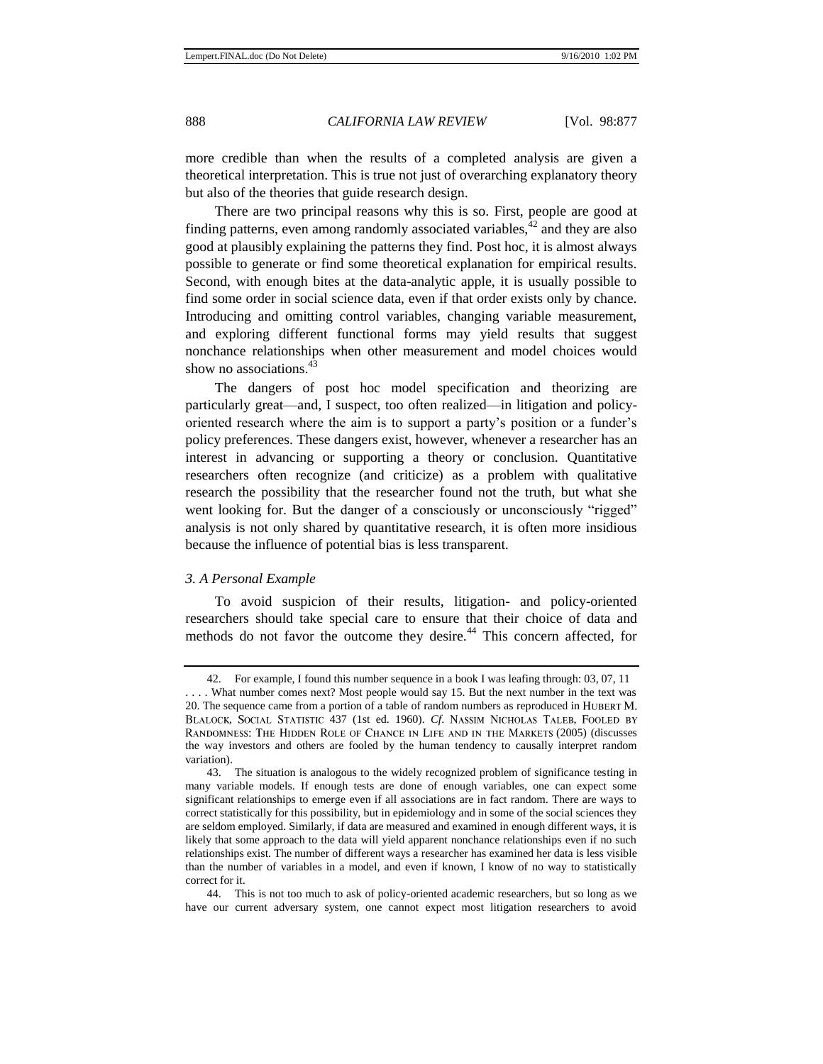more credible than when the results of a completed analysis are given a theoretical interpretation. This is true not just of overarching explanatory theory but also of the theories that guide research design.

There are two principal reasons why this is so. First, people are good at finding patterns, even among randomly associated variables,[42] and they are also good at plausibly explaining the patterns they find. Post hoc, it is almost always possible to generate or find some theoretical explanation for empirical results. Second, with enough bites at the data-analytic apple, it is usually possible to find some order in social science data, even if that order exists only by chance. Introducing and omitting control variables, changing variable measurement, and exploring different functional forms may yield results that suggest nonchance relationships when other measurement and model choices would show no associations.[43]

The dangers of post hoc model specification and theorizing are particularly great—and, I suspect, too often realized—in litigation and policy-oriented research where the aim is to support a party's position or a funder's policy preferences. These dangers exist, however, whenever a researcher has an interest in advancing or supporting a theory or conclusion. Quantitative researchers often recognize (and criticize) as a problem with qualitative research the possibility that the researcher found not the truth, but what she went looking for. But the danger of a consciously or unconsciously "rigged" analysis is not only shared by quantitative research, it is often more insidious because the influence of potential bias is less transparent.

### *3. A Personal Example*

To avoid suspicion of their results, litigation- and policy-oriented researchers should take special care to ensure that their choice of data and methods do not favor the outcome they desire.[44] This concern affected, for

---

42. For example, I found this number sequence in a book I was leafing through: 03, 07, 11 . . . . What number comes next? Most people would say 15. But the next number in the text was 20. The sequence came from a portion of a table of random numbers as reproduced in HUBERT M. BLALOCK, SOCIAL STATISTIC 437 (1st ed. 1960). *Cf.* NASSIM NICHOLAS TALEB, FOOLED BY RANDOMNESS: THE HIDDEN ROLE OF CHANCE IN LIFE AND IN THE MARKETS (2005) (discusses the way investors and others are fooled by the human tendency to causally interpret random variation).

43. The situation is analogous to the widely recognized problem of significance testing in many variable models. If enough tests are done of enough variables, one can expect some significant relationships to emerge even if all associations are in fact random. There are ways to correct statistically for this possibility, but in epidemiology and in some of the social sciences they are seldom employed. Similarly, if data are measured and examined in enough different ways, it is likely that some approach to the data will yield apparent nonchance relationships even if no such relationships exist. The number of different ways a researcher has examined her data is less visible than the number of variables in a model, and even if known, I know of no way to statistically correct for it.

44. This is not too much to ask of policy-oriented academic researchers, but so long as we have our current adversary system, one cannot expect most litigation researchers to avoid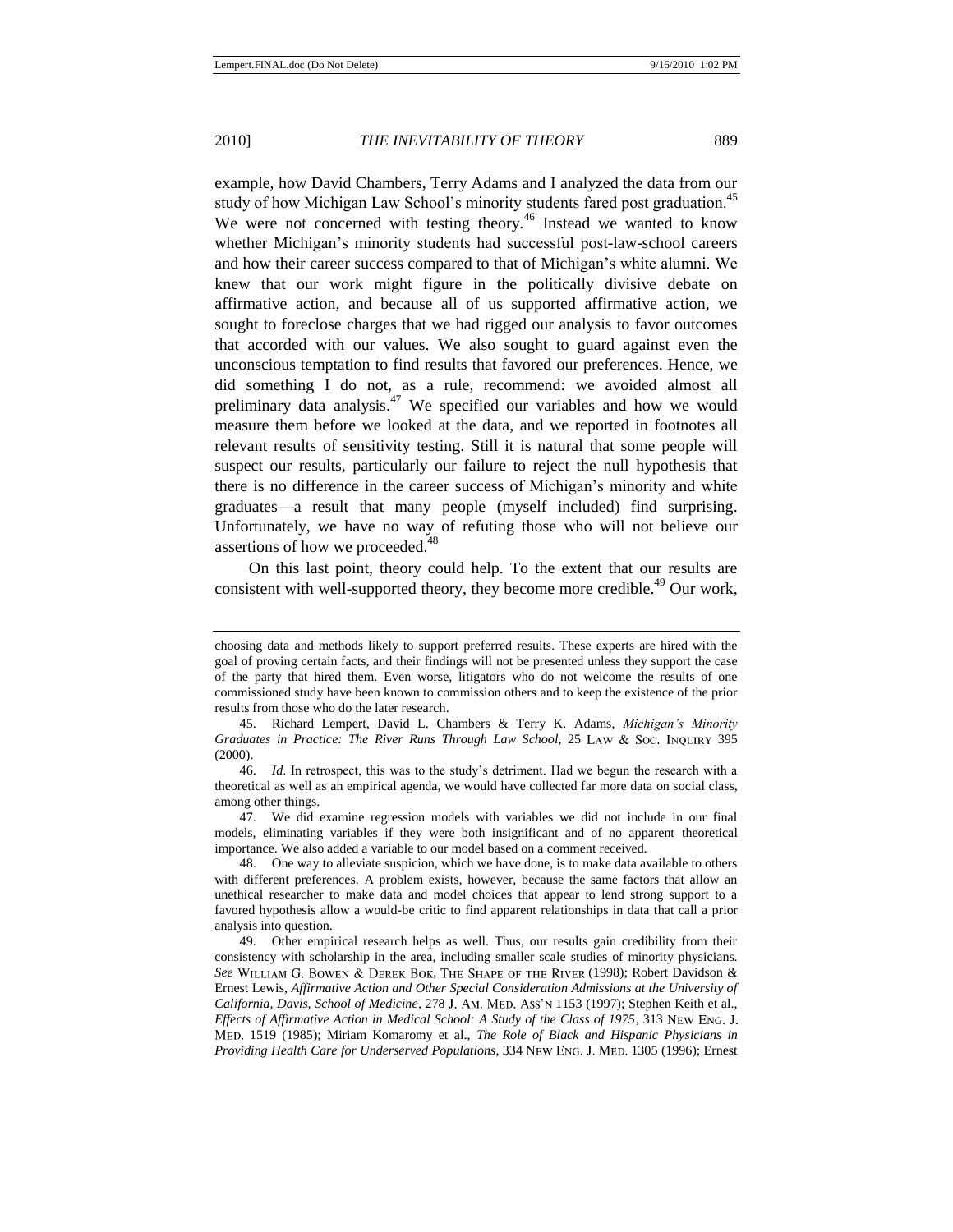example, how David Chambers, Terry Adams and I analyzed the data from our study of how Michigan Law School's minority students fared post graduation.[45] We were not concerned with testing theory.[46] Instead we wanted to know whether Michigan's minority students had successful post-law-school careers and how their career success compared to that of Michigan's white alumni. We knew that our work might figure in the politically divisive debate on affirmative action, and because all of us supported affirmative action, we sought to foreclose charges that we had rigged our analysis to favor outcomes that accorded with our values. We also sought to guard against even the unconscious temptation to find results that favored our preferences. Hence, we did something I do not, as a rule, recommend: we avoided almost all preliminary data analysis.[47] We specified our variables and how we would measure them before we looked at the data, and we reported in footnotes all relevant results of sensitivity testing. Still it is natural that some people will suspect our results, particularly our failure to reject the null hypothesis that there is no difference in the career success of Michigan's minority and white graduates—a result that many people (myself included) find surprising. Unfortunately, we have no way of refuting those who will not believe our assertions of how we proceeded.[48]

On this last point, theory could help. To the extent that our results are consistent with well-supported theory, they become more credible.[49] Our work,

---

choosing data and methods likely to support preferred results. These experts are hired with the goal of proving certain facts, and their findings will not be presented unless they support the case of the party that hired them. Even worse, litigators who do not welcome the results of one commissioned study have been known to commission others and to keep the existence of the prior results from those who do the later research.

45. Richard Lempert, David L. Chambers & Terry K. Adams, *Michigan's Minority Graduates in Practice: The River Runs Through Law School*, 25 LAW & SOC. INQUIRY 395 (2000).

46. *Id*. In retrospect, this was to the study's detriment. Had we begun the research with a theoretical as well as an empirical agenda, we would have collected far more data on social class, among other things.

47. We did examine regression models with variables we did not include in our final models, eliminating variables if they were both insignificant and of no apparent theoretical importance. We also added a variable to our model based on a comment received.

48. One way to alleviate suspicion, which we have done, is to make data available to others with different preferences. A problem exists, however, because the same factors that allow an unethical researcher to make data and model choices that appear to lend strong support to a favored hypothesis allow a would-be critic to find apparent relationships in data that call a prior analysis into question.

49. Other empirical research helps as well. Thus, our results gain credibility from their consistency with scholarship in the area, including smaller scale studies of minority physicians. *See* WILLIAM G. BOWEN & DEREK BOK, THE SHAPE OF THE RIVER (1998); Robert Davidson & Ernest Lewis, *Affirmative Action and Other Special Consideration Admissions at the University of California, Davis, School of Medicine*, 278 J. AM. MED. ASS'N 1153 (1997); Stephen Keith et al., *Effects of Affirmative Action in Medical School: A Study of the Class of 1975*, 313 NEW ENG. J. MED. 1519 (1985); Miriam Komaromy et al., *The Role of Black and Hispanic Physicians in Providing Health Care for Underserved Populations*, 334 NEW ENG. J. MED. 1305 (1996); Ernest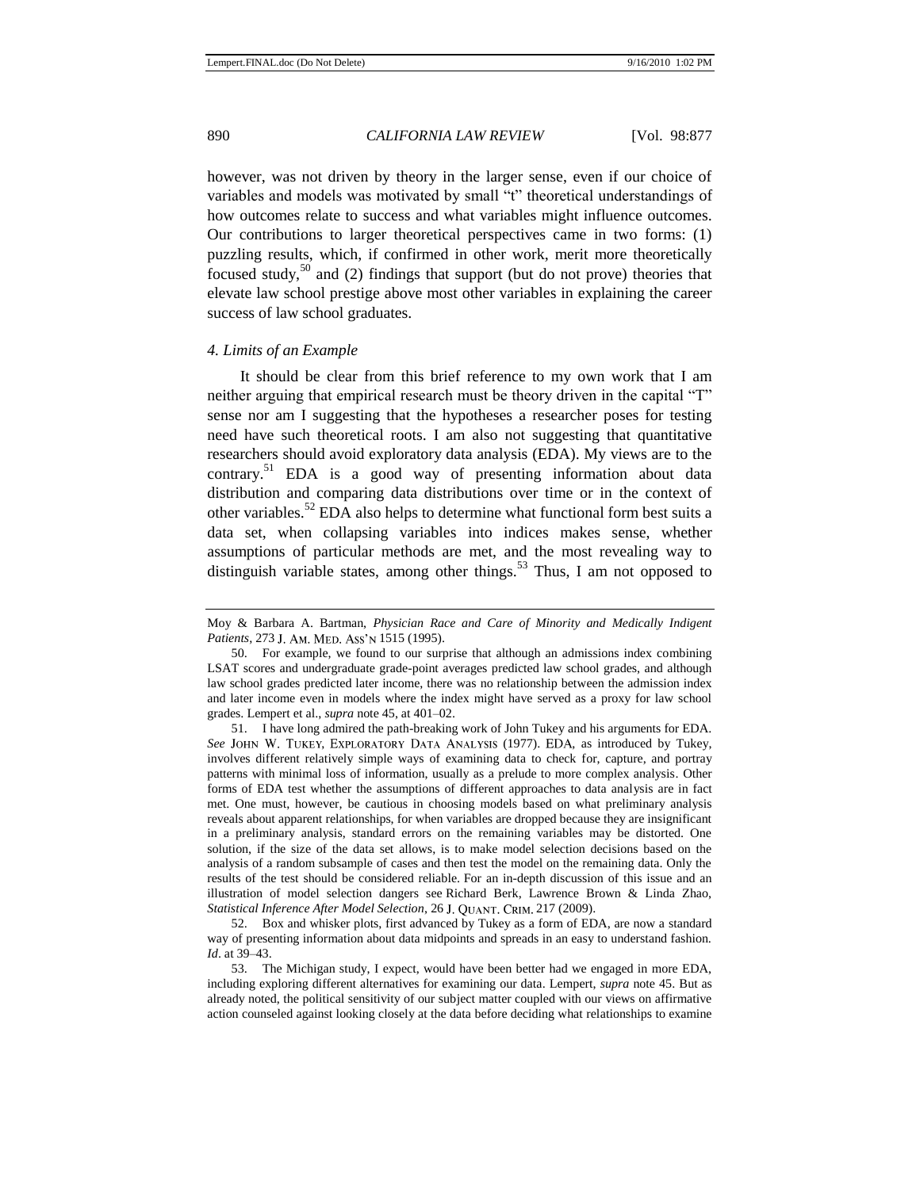however, was not driven by theory in the larger sense, even if our choice of variables and models was motivated by small "t" theoretical understandings of how outcomes relate to success and what variables might influence outcomes. Our contributions to larger theoretical perspectives came in two forms: (1) puzzling results, which, if confirmed in other work, merit more theoretically focused study,[50] and (2) findings that support (but do not prove) theories that elevate law school prestige above most other variables in explaining the career success of law school graduates.

### *4. Limits of an Example*

It should be clear from this brief reference to my own work that I am neither arguing that empirical research must be theory driven in the capital "T" sense nor am I suggesting that the hypotheses a researcher poses for testing need have such theoretical roots. I am also not suggesting that quantitative researchers should avoid exploratory data analysis (EDA). My views are to the contrary.[51] EDA is a good way of presenting information about data distribution and comparing data distributions over time or in the context of other variables.[52] EDA also helps to determine what functional form best suits a data set, when collapsing variables into indices makes sense, whether assumptions of particular methods are met, and the most revealing way to distinguish variable states, among other things.[53] Thus, I am not opposed to

---

Moy & Barbara A. Bartman, *Physician Race and Care of Minority and Medically Indigent Patients*, 273 J. Am. Med. Ass'n 1515 (1995).

50. For example, we found to our surprise that although an admissions index combining LSAT scores and undergraduate grade-point averages predicted law school grades, and although law school grades predicted later income, there was no relationship between the admission index and later income even in models where the index might have served as a proxy for law school grades. Lempert et al., *supra* note 45, at 401–02.

51. I have long admired the path-breaking work of John Tukey and his arguments for EDA. *See* John W. Tukey, Exploratory Data Analysis (1977). EDA, as introduced by Tukey, involves different relatively simple ways of examining data to check for, capture, and portray patterns with minimal loss of information, usually as a prelude to more complex analysis. Other forms of EDA test whether the assumptions of different approaches to data analysis are in fact met. One must, however, be cautious in choosing models based on what preliminary analysis reveals about apparent relationships, for when variables are dropped because they are insignificant in a preliminary analysis, standard errors on the remaining variables may be distorted. One solution, if the size of the data set allows, is to make model selection decisions based on the analysis of a random subsample of cases and then test the model on the remaining data. Only the results of the test should be considered reliable. For an in-depth discussion of this issue and an illustration of model selection dangers see Richard Berk, Lawrence Brown & Linda Zhao, *Statistical Inference After Model Selection*, 26 J. Quant. Crim. 217 (2009).

52. Box and whisker plots, first advanced by Tukey as a form of EDA, are now a standard way of presenting information about data midpoints and spreads in an easy to understand fashion. *Id*. at 39–43.

53. The Michigan study, I expect, would have been better had we engaged in more EDA, including exploring different alternatives for examining our data. Lempert, *supra* note 45. But as already noted, the political sensitivity of our subject matter coupled with our views on affirmative action counseled against looking closely at the data before deciding what relationships to examine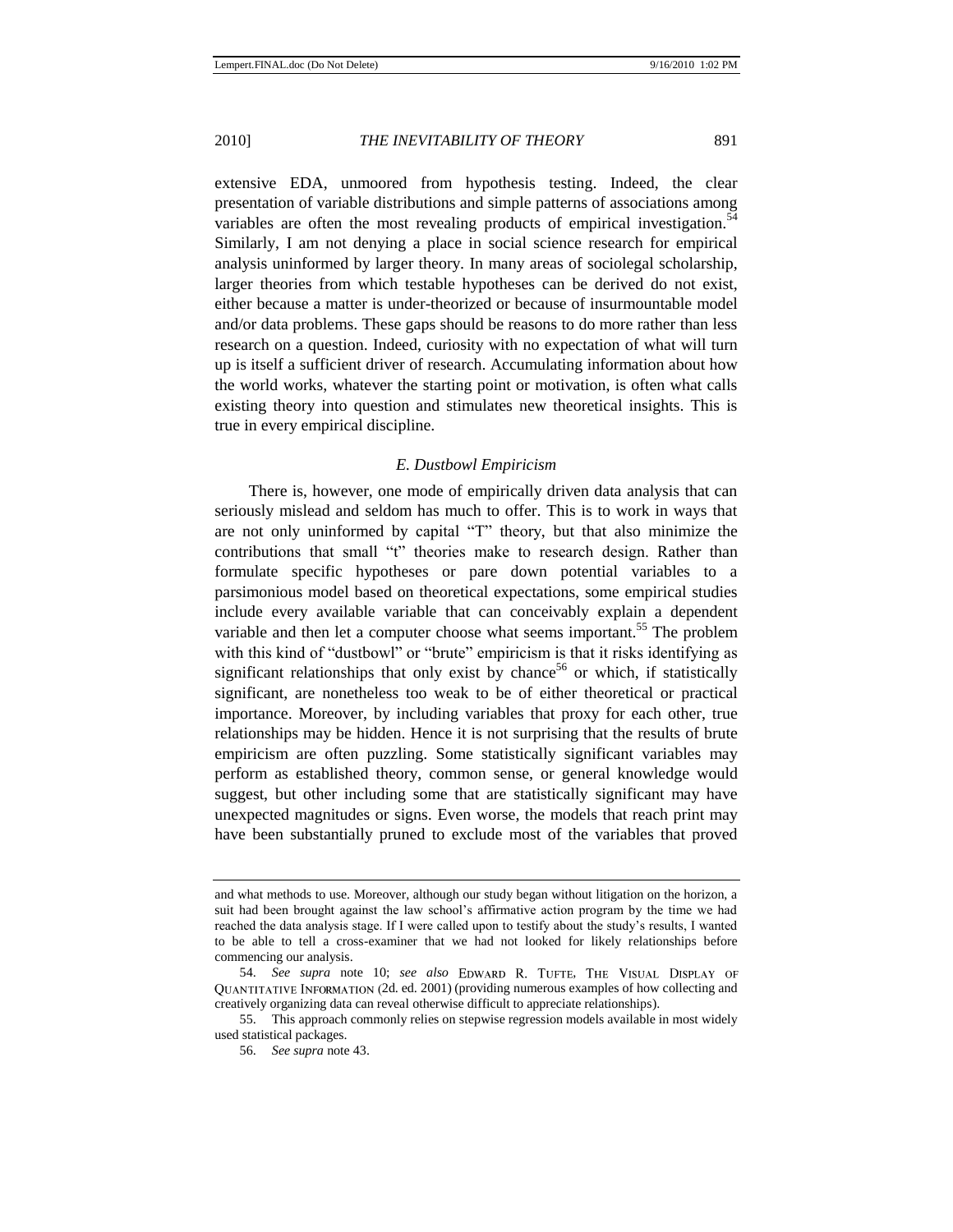extensive EDA, unmoored from hypothesis testing. Indeed, the clear presentation of variable distributions and simple patterns of associations among variables are often the most revealing products of empirical investigation.[54] Similarly, I am not denying a place in social science research for empirical analysis uninformed by larger theory. In many areas of sociolegal scholarship, larger theories from which testable hypotheses can be derived do not exist, either because a matter is under-theorized or because of insurmountable model and/or data problems. These gaps should be reasons to do more rather than less research on a question. Indeed, curiosity with no expectation of what will turn up is itself a sufficient driver of research. Accumulating information about how the world works, whatever the starting point or motivation, is often what calls existing theory into question and stimulates new theoretical insights. This is true in every empirical discipline.

### *E. Dustbowl Empiricism*

There is, however, one mode of empirically driven data analysis that can seriously mislead and seldom has much to offer. This is to work in ways that are not only uninformed by capital "T" theory, but that also minimize the contributions that small "t" theories make to research design. Rather than formulate specific hypotheses or pare down potential variables to a parsimonious model based on theoretical expectations, some empirical studies include every available variable that can conceivably explain a dependent variable and then let a computer choose what seems important.[55] The problem with this kind of "dustbowl" or "brute" empiricism is that it risks identifying as significant relationships that only exist by chance[56] or which, if statistically significant, are nonetheless too weak to be of either theoretical or practical importance. Moreover, by including variables that proxy for each other, true relationships may be hidden. Hence it is not surprising that the results of brute empiricism are often puzzling. Some statistically significant variables may perform as established theory, common sense, or general knowledge would suggest, but other including some that are statistically significant may have unexpected magnitudes or signs. Even worse, the models that reach print may have been substantially pruned to exclude most of the variables that proved

---

and what methods to use. Moreover, although our study began without litigation on the horizon, a suit had been brought against the law school's affirmative action program by the time we had reached the data analysis stage. If I were called upon to testify about the study's results, I wanted to be able to tell a cross-examiner that we had not looked for likely relationships before commencing our analysis.

54. *See supra* note 10; *see also* EDWARD R. TUFTE, THE VISUAL DISPLAY OF QUANTITATIVE INFORMATION (2d. ed. 2001) (providing numerous examples of how collecting and creatively organizing data can reveal otherwise difficult to appreciate relationships).

55. This approach commonly relies on stepwise regression models available in most widely used statistical packages.

56. *See supra* note 43.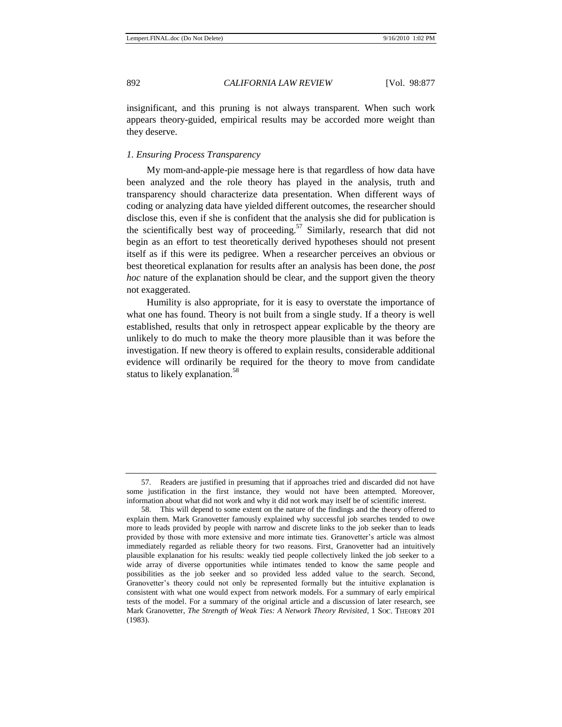insignificant, and this pruning is not always transparent. When such work appears theory-guided, empirical results may be accorded more weight than they deserve.

### *1. Ensuring Process Transparency*

My mom-and-apple-pie message here is that regardless of how data have been analyzed and the role theory has played in the analysis, truth and transparency should characterize data presentation. When different ways of coding or analyzing data have yielded different outcomes, the researcher should disclose this, even if she is confident that the analysis she did for publication is the scientifically best way of proceeding.[57] Similarly, research that did not begin as an effort to test theoretically derived hypotheses should not present itself as if this were its pedigree. When a researcher perceives an obvious or best theoretical explanation for results after an analysis has been done, the *post hoc* nature of the explanation should be clear, and the support given the theory not exaggerated.

Humility is also appropriate, for it is easy to overstate the importance of what one has found. Theory is not built from a single study. If a theory is well established, results that only in retrospect appear explicable by the theory are unlikely to do much to make the theory more plausible than it was before the investigation. If new theory is offered to explain results, considerable additional evidence will ordinarily be required for the theory to move from candidate status to likely explanation.[58]

---

57. Readers are justified in presuming that if approaches tried and discarded did not have some justification in the first instance, they would not have been attempted. Moreover, information about what did not work and why it did not work may itself be of scientific interest.

58. This will depend to some extent on the nature of the findings and the theory offered to explain them. Mark Granovetter famously explained why successful job searches tended to owe more to leads provided by people with narrow and discrete links to the job seeker than to leads provided by those with more extensive and more intimate ties. Granovetter's article was almost immediately regarded as reliable theory for two reasons. First, Granovetter had an intuitively plausible explanation for his results: weakly tied people collectively linked the job seeker to a wide array of diverse opportunities while intimates tended to know the same people and possibilities as the job seeker and so provided less added value to the search. Second, Granovetter's theory could not only be represented formally but the intuitive explanation is consistent with what one would expect from network models. For a summary of early empirical tests of the model. For a summary of the original article and a discussion of later research, see Mark Granovetter, *The Strength of Weak Ties: A Network Theory Revisited*, 1 SOC. THEORY 201 (1983).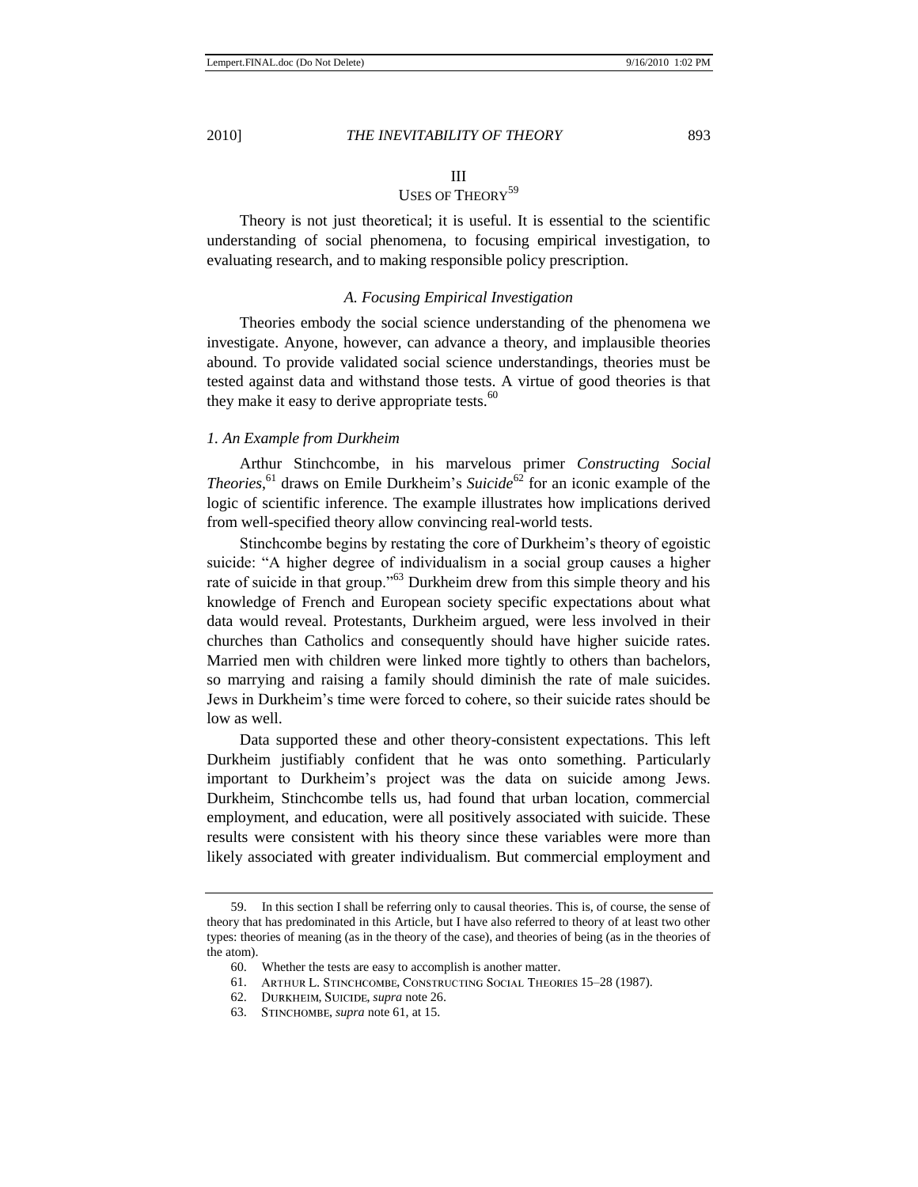## III
## USES OF THEORY[59]

Theory is not just theoretical; it is useful. It is essential to the scientific understanding of social phenomena, to focusing empirical investigation, to evaluating research, and to making responsible policy prescription.

### *A. Focusing Empirical Investigation*

Theories embody the social science understanding of the phenomena we investigate. Anyone, however, can advance a theory, and implausible theories abound. To provide validated social science understandings, theories must be tested against data and withstand those tests. A virtue of good theories is that they make it easy to derive appropriate tests.[60]

#### *1. An Example from Durkheim*

Arthur Stinchcombe, in his marvelous primer *Constructing Social Theories*,[61] draws on Emile Durkheim's *Suicide*[62] for an iconic example of the logic of scientific inference. The example illustrates how implications derived from well-specified theory allow convincing real-world tests.

Stinchcombe begins by restating the core of Durkheim's theory of egoistic suicide: "A higher degree of individualism in a social group causes a higher rate of suicide in that group."[63] Durkheim drew from this simple theory and his knowledge of French and European society specific expectations about what data would reveal. Protestants, Durkheim argued, were less involved in their churches than Catholics and consequently should have higher suicide rates. Married men with children were linked more tightly to others than bachelors, so marrying and raising a family should diminish the rate of male suicides. Jews in Durkheim's time were forced to cohere, so their suicide rates should be low as well.

Data supported these and other theory-consistent expectations. This left Durkheim justifiably confident that he was onto something. Particularly important to Durkheim's project was the data on suicide among Jews. Durkheim, Stinchcombe tells us, had found that urban location, commercial employment, and education, were all positively associated with suicide. These results were consistent with his theory since these variables were more than likely associated with greater individualism. But commercial employment and

---

59. In this section I shall be referring only to causal theories. This is, of course, the sense of theory that has predominated in this Article, but I have also referred to theory of at least two other types: theories of meaning (as in the theory of the case), and theories of being (as in the theories of the atom).

60. Whether the tests are easy to accomplish is another matter.

61. ARTHUR L. STINCHCOMBE, CONSTRUCTING SOCIAL THEORIES 15–28 (1987).

62. DURKHEIM, SUICIDE, *supra* note 26.

63. STINCHOMBE, *supra* note 61, at 15.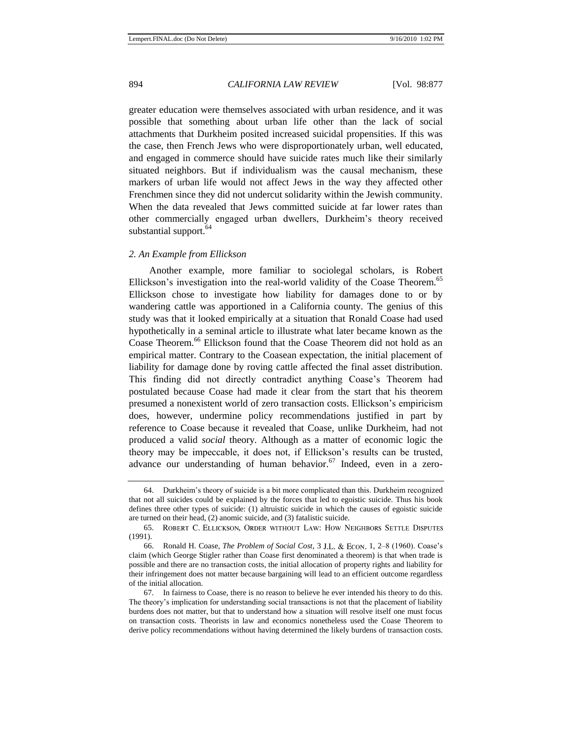greater education were themselves associated with urban residence, and it was possible that something about urban life other than the lack of social attachments that Durkheim posited increased suicidal propensities. If this was the case, then French Jews who were disproportionately urban, well educated, and engaged in commerce should have suicide rates much like their similarly situated neighbors. But if individualism was the causal mechanism, these markers of urban life would not affect Jews in the way they affected other Frenchmen since they did not undercut solidarity within the Jewish community. When the data revealed that Jews committed suicide at far lower rates than other commercially engaged urban dwellers, Durkheim's theory received substantial support.[64]

### *2. An Example from Ellickson*

Another example, more familiar to sociolegal scholars, is Robert Ellickson's investigation into the real-world validity of the Coase Theorem.[65] Ellickson chose to investigate how liability for damages done to or by wandering cattle was apportioned in a California county. The genius of this study was that it looked empirically at a situation that Ronald Coase had used hypothetically in a seminal article to illustrate what later became known as the Coase Theorem.[66] Ellickson found that the Coase Theorem did not hold as an empirical matter. Contrary to the Coasean expectation, the initial placement of liability for damage done by roving cattle affected the final asset distribution. This finding did not directly contradict anything Coase's Theorem had postulated because Coase had made it clear from the start that his theorem presumed a nonexistent world of zero transaction costs. Ellickson's empiricism does, however, undermine policy recommendations justified in part by reference to Coase because it revealed that Coase, unlike Durkheim, had not produced a valid *social* theory. Although as a matter of economic logic the theory may be impeccable, it does not, if Ellickson's results can be trusted, advance our understanding of human behavior.[67] Indeed, even in a zero-

---

64. Durkheim's theory of suicide is a bit more complicated than this. Durkheim recognized that not all suicides could be explained by the forces that led to egoistic suicide. Thus his book defines three other types of suicide: (1) altruistic suicide in which the causes of egoistic suicide are turned on their heads, (2) anomic suicide, and (3) fatalistic suicide.

65. Robert C. Ellickson, Order without Law: How Neighbors Settle Disputes (1991).

66. Ronald H. Coase, *The Problem of Social Cost*, 3 J.L. & Econ. 1, 2–8 (1960). Coase's claim (which George Stigler rather than Coase first denominated a theorem) is that when trade is possible and there are no transaction costs, the initial allocation of property rights and liability for their infringement does not matter because bargaining will lead to an efficient outcome regardless of the initial allocation.

67. In fairness to Coase, there is no reason to believe he ever intended his theory to do this. The theory's implication for understanding social transactions is not that the placement of liability burdens does not matter, but that to understand how a situation will resolve itself one must focus on transaction costs. Theorists in law and economics nonetheless used the Coase Theorem to derive policy recommendations without having determined the likely burdens of transaction costs.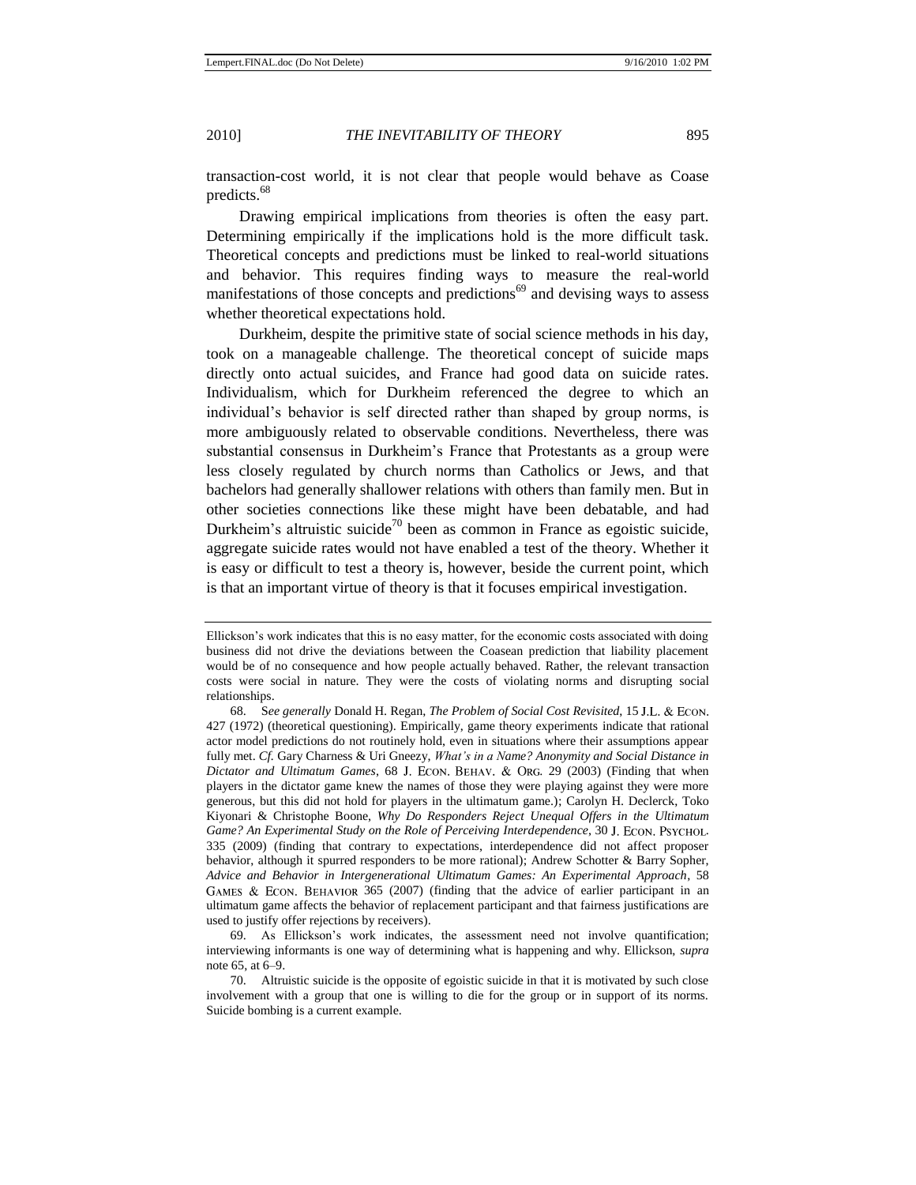transaction-cost world, it is not clear that people would behave as Coase predicts.[68]

Drawing empirical implications from theories is often the easy part. Determining empirically if the implications hold is the more difficult task. Theoretical concepts and predictions must be linked to real-world situations and behavior. This requires finding ways to measure the real-world manifestations of those concepts and predictions[69] and devising ways to assess whether theoretical expectations hold.

Durkheim, despite the primitive state of social science methods in his day, took on a manageable challenge. The theoretical concept of suicide maps directly onto actual suicides, and France had good data on suicide rates. Individualism, which for Durkheim referenced the degree to which an individual's behavior is self directed rather than shaped by group norms, is more ambiguously related to observable conditions. Nevertheless, there was substantial consensus in Durkheim's France that Protestants as a group were less closely regulated by church norms than Catholics or Jews, and that bachelors had generally shallower relations with others than family men. But in other societies connections like these might have been debatable, and had Durkheim's altruistic suicide[70] been as common in France as egoistic suicide, aggregate suicide rates would not have enabled a test of the theory. Whether it is easy or difficult to test a theory is, however, beside the current point, which is that an important virtue of theory is that it focuses empirical investigation.

---

Ellickson's work indicates that this is no easy matter, for the economic costs associated with doing business did not drive the deviations between the Coasean prediction that liability placement would be of no consequence and how people actually behaved. Rather, the relevant transaction costs were social in nature. They were the costs of violating norms and disrupting social relationships.

68. S*ee generally* Donald H. Regan, *The Problem of Social Cost Revisited*, 15 J.L. & ECON. 427 (1972) (theoretical questioning). Empirically, game theory experiments indicate that rational actor model predictions do not routinely hold, even in situations where their assumptions appear fully met. *Cf.* Gary Charness & Uri Gneezy, *What's in a Name? Anonymity and Social Distance in Dictator and Ultimatum Games*, 68 J. ECON. BEHAV. & ORG. 29 (2003) (Finding that when players in the dictator game knew the names of those they were playing against they were more generous, but this did not hold for players in the ultimatum game.); Carolyn H. Declerck, Toko Kiyonari & Christophe Boone, *Why Do Responders Reject Unequal Offers in the Ultimatum Game? An Experimental Study on the Role of Perceiving Interdependence*, 30 J. ECON. PSYCHOL. 335 (2009) (finding that contrary to expectations, interdependence did not affect proposer behavior, although it spurred responders to be more rational); Andrew Schotter & Barry Sopher, *Advice and Behavior in Intergenerational Ultimatum Games: An Experimental Approach*, 58 GAMES & ECON. BEHAVIOR 365 (2007) (finding that the advice of earlier participant in an ultimatum game affects the behavior of replacement participant and that fairness justifications are used to justify offer rejections by receivers).

69. As Ellickson's work indicates, the assessment need not involve quantification; interviewing informants is one way of determining what is happening and why. Ellickson, *supra* note 65, at 6–9.

70. Altruistic suicide is the opposite of egoistic suicide in that it is motivated by such close involvement with a group that one is willing to die for the group or in support of its norms. Suicide bombing is a current example.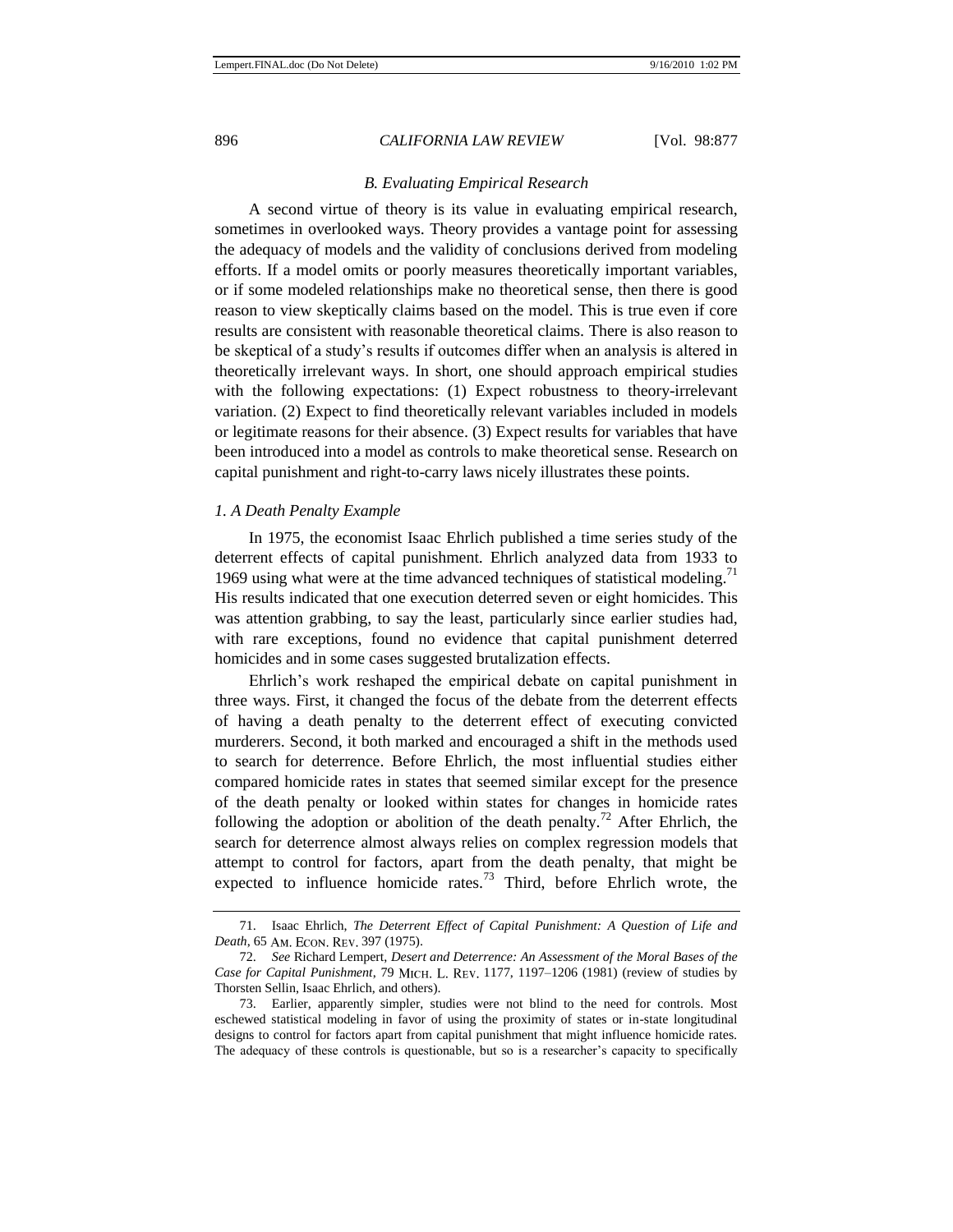### *B. Evaluating Empirical Research*

A second virtue of theory is its value in evaluating empirical research, sometimes in overlooked ways. Theory provides a vantage point for assessing the adequacy of models and the validity of conclusions derived from modeling efforts. If a model omits or poorly measures theoretically important variables, or if some modeled relationships make no theoretical sense, then there is good reason to view skeptically claims based on the model. This is true even if core results are consistent with reasonable theoretical claims. There is also reason to be skeptical of a study's results if outcomes differ when an analysis is altered in theoretically irrelevant ways. In short, one should approach empirical studies with the following expectations: (1) Expect robustness to theory-irrelevant variation. (2) Expect to find theoretically relevant variables included in models or legitimate reasons for their absence. (3) Expect results for variables that have been introduced into a model as controls to make theoretical sense. Research on capital punishment and right-to-carry laws nicely illustrates these points.

#### *1. A Death Penalty Example*

In 1975, the economist Isaac Ehrlich published a time series study of the deterrent effects of capital punishment. Ehrlich analyzed data from 1933 to 1969 using what were at the time advanced techniques of statistical modeling.[71] His results indicated that one execution deterred seven or eight homicides. This was attention grabbing, to say the least, particularly since earlier studies had, with rare exceptions, found no evidence that capital punishment deterred homicides and in some cases suggested brutalization effects.

Ehrlich's work reshaped the empirical debate on capital punishment in three ways. First, it changed the focus of the debate from the deterrent effects of having a death penalty to the deterrent effect of executing convicted murderers. Second, it both marked and encouraged a shift in the methods used to search for deterrence. Before Ehrlich, the most influential studies either compared homicide rates in states that seemed similar except for the presence of the death penalty or looked within states for changes in homicide rates following the adoption or abolition of the death penalty.[72] After Ehrlich, the search for deterrence almost always relies on complex regression models that attempt to control for factors, apart from the death penalty, that might be expected to influence homicide rates.[73] Third, before Ehrlich wrote, the

---

71. Isaac Ehrlich, *The Deterrent Effect of Capital Punishment: A Question of Life and Death*, 65 AM. ECON. REV. 397 (1975).

72. *See* Richard Lempert, *Desert and Deterrence: An Assessment of the Moral Bases of the Case for Capital Punishment*, 79 MICH. L. REV. 1177, 1197–1206 (1981) (review of studies by Thorsten Sellin, Isaac Ehrlich, and others).

73. Earlier, apparently simpler, studies were not blind to the need for controls. Most eschewed statistical modeling in favor of using the proximity of states or in-state longitudinal designs to control for factors apart from capital punishment that might influence homicide rates. The adequacy of these controls is questionable, but so is a researcher's capacity to specifically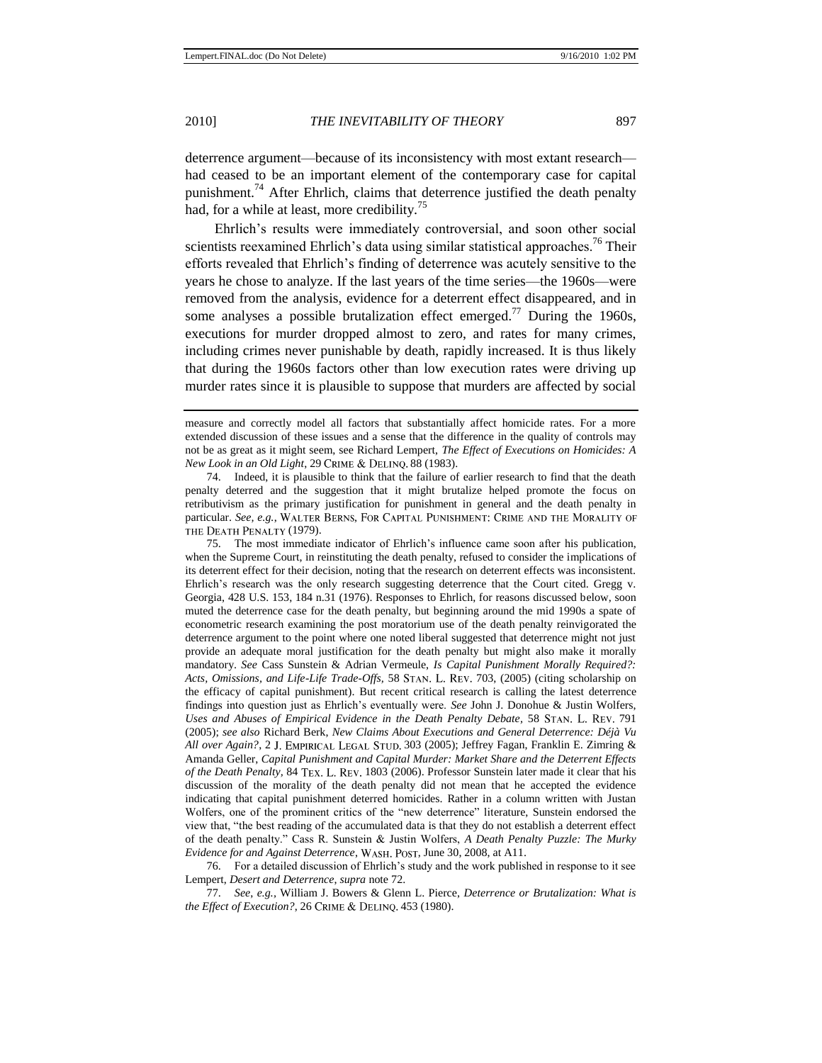deterrence argument—because of its inconsistency with most extant research—had ceased to be an important element of the contemporary case for capital punishment.[74] After Ehrlich, claims that deterrence justified the death penalty had, for a while at least, more credibility.[75]

Ehrlich's results were immediately controversial, and soon other social scientists reexamined Ehrlich's data using similar statistical approaches.[76] Their efforts revealed that Ehrlich's finding of deterrence was acutely sensitive to the years he chose to analyze. If the last years of the time series—the 1960s—were removed from the analysis, evidence for a deterrent effect disappeared, and in some analyses a possible brutalization effect emerged.[77] During the 1960s, executions for murder dropped almost to zero, and rates for many crimes, including crimes never punishable by death, rapidly increased. It is thus likely that during the 1960s factors other than low execution rates were driving up murder rates since it is plausible to suppose that murders are affected by social

---

measure and correctly model all factors that substantially affect homicide rates. For a more extended discussion of these issues and a sense that the difference in the quality of controls may not be as great as it might seem, see Richard Lempert, *The Effect of Executions on Homicides: A New Look in an Old Light*, 29 CRIME & DELINQ. 88 (1983).

74. Indeed, it is plausible to think that the failure of earlier research to find that the death penalty deterred and the suggestion that it might brutalize helped promote the focus on retributivism as the primary justification for punishment in general and the death penalty in particular. *See, e.g.*, WALTER BERNS, FOR CAPITAL PUNISHMENT: CRIME AND THE MORALITY OF THE DEATH PENALTY (1979).

75. The most immediate indicator of Ehrlich's influence came soon after his publication, when the Supreme Court, in reinstituting the death penalty, refused to consider the implications of its deterrent effect for their decision, noting that the research on deterrent effects was inconsistent. Ehrlich's research was the only research suggesting deterrence that the Court cited. Gregg v. Georgia, 428 U.S. 153, 184 n.31 (1976). Responses to Ehrlich, for reasons discussed below, soon muted the deterrence case for the death penalty, but beginning around the mid 1990s a spate of econometric research examining the post moratorium use of the death penalty reinvigorated the deterrence argument to the point where one noted liberal suggested that deterrence might not just provide an adequate moral justification for the death penalty but might also make it morally mandatory. *See* Cass Sunstein & Adrian Vermeule, *Is Capital Punishment Morally Required?: Acts, Omissions, and Life-Life Trade-Offs*, 58 STAN. L. REV. 703, (2005) (citing scholarship on the efficacy of capital punishment). But recent critical research is calling the latest deterrence findings into question just as Ehrlich's eventually were. *See* John J. Donohue & Justin Wolfers, *Uses and Abuses of Empirical Evidence in the Death Penalty Debate*, 58 STAN. L. REV. 791 (2005); *see also* Richard Berk, *New Claims About Executions and General Deterrence: Déjà Vu All over Again?*, 2 J. EMPIRICAL LEGAL STUD. 303 (2005); Jeffrey Fagan, Franklin E. Zimring & Amanda Geller, *Capital Punishment and Capital Murder: Market Share and the Deterrent Effects of the Death Penalty*, 84 TEX. L. REV. 1803 (2006). Professor Sunstein later made it clear that his discussion of the morality of the death penalty did not mean that he accepted the evidence indicating that capital punishment deterred homicides. Rather in a column written with Justan Wolfers, one of the prominent critics of the "new deterrence" literature, Sunstein endorsed the view that, "the best reading of the accumulated data is that they do not establish a deterrent effect of the death penalty." Cass R. Sunstein & Justin Wolfers, *A Death Penalty Puzzle: The Murky Evidence for and Against Deterrence*, WASH. POST, June 30, 2008, at A11.

76. For a detailed discussion of Ehrlich's study and the work published in response to it see Lempert, *Desert and Deterrence*, *supra* note 72.

77. *See, e.g.*, William J. Bowers & Glenn L. Pierce, *Deterrence or Brutalization: What is the Effect of Execution?*, 26 CRIME & DELINQ. 453 (1980).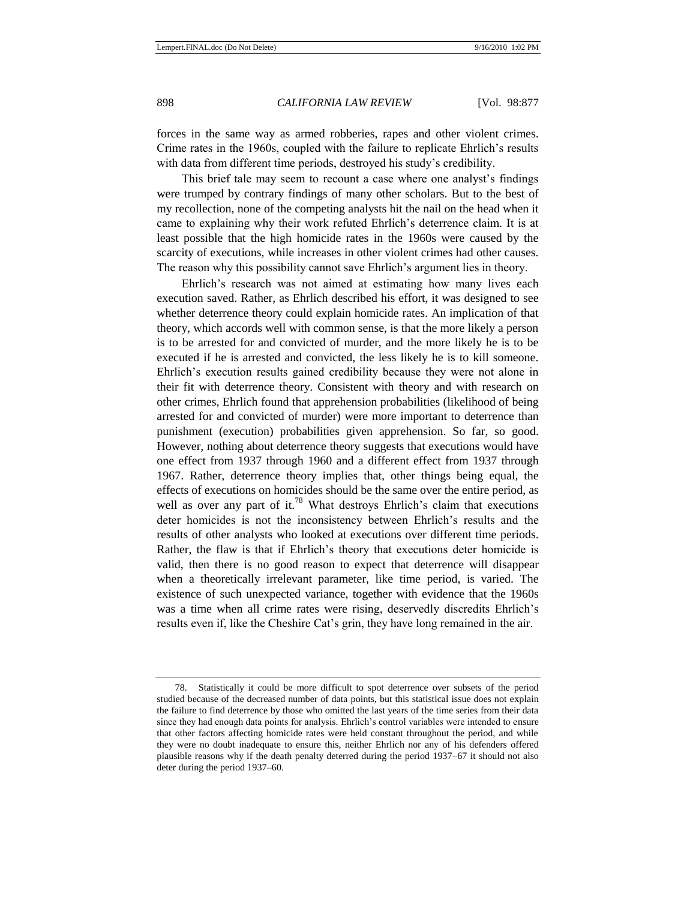forces in the same way as armed robberies, rapes and other violent crimes. Crime rates in the 1960s, coupled with the failure to replicate Ehrlich's results with data from different time periods, destroyed his study's credibility.

This brief tale may seem to recount a case where one analyst's findings were trumped by contrary findings of many other scholars. But to the best of my recollection, none of the competing analysts hit the nail on the head when it came to explaining why their work refuted Ehrlich's deterrence claim. It is at least possible that the high homicide rates in the 1960s were caused by the scarcity of executions, while increases in other violent crimes had other causes. The reason why this possibility cannot save Ehrlich's argument lies in theory.

Ehrlich's research was not aimed at estimating how many lives each execution saved. Rather, as Ehrlich described his effort, it was designed to see whether deterrence theory could explain homicide rates. An implication of that theory, which accords well with common sense, is that the more likely a person is to be arrested for and convicted of murder, and the more likely he is to be executed if he is arrested and convicted, the less likely he is to kill someone. Ehrlich's execution results gained credibility because they were not alone in their fit with deterrence theory. Consistent with theory and with research on other crimes, Ehrlich found that apprehension probabilities (likelihood of being arrested for and convicted of murder) were more important to deterrence than punishment (execution) probabilities given apprehension. So far, so good. However, nothing about deterrence theory suggests that executions would have one effect from 1937 through 1960 and a different effect from 1937 through 1967. Rather, deterrence theory implies that, other things being equal, the effects of executions on homicides should be the same over the entire period, as well as over any part of it.[78] What destroys Ehrlich's claim that executions deter homicides is not the inconsistency between Ehrlich's results and the results of other analysts who looked at executions over different time periods. Rather, the flaw is that if Ehrlich's theory that executions deter homicide is valid, then there is no good reason to expect that deterrence will disappear when a theoretically irrelevant parameter, like time period, is varied. The existence of such unexpected variance, together with evidence that the 1960s was a time when all crime rates were rising, deservedly discredits Ehrlich's results even if, like the Cheshire Cat's grin, they have long remained in the air.

---

78. Statistically it could be more difficult to spot deterrence over subsets of the period studied because of the decreased number of data points, but this statistical issue does not explain the failure to find deterrence by those who omitted the last years of the time series from their data since they had enough data points for analysis. Ehrlich's control variables were intended to ensure that other factors affecting homicide rates were held constant throughout the period, and while they were no doubt inadequate to ensure this, neither Ehrlich nor any of his defenders offered plausible reasons why if the death penalty deterred during the period 1937–67 it should not also deter during the period 1937–60.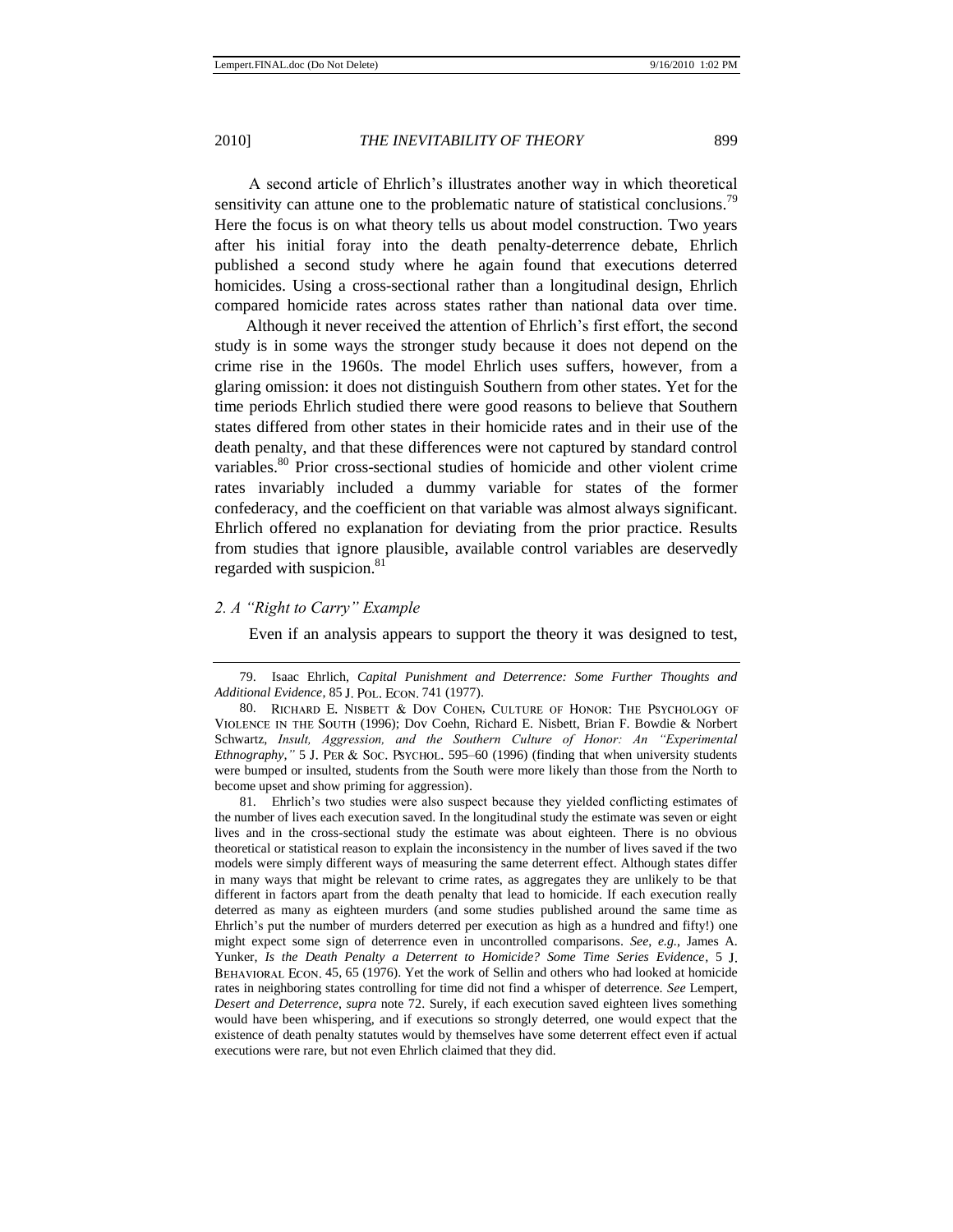A second article of Ehrlich's illustrates another way in which theoretical sensitivity can attune one to the problematic nature of statistical conclusions.[79] Here the focus is on what theory tells us about model construction. Two years after his initial foray into the death penalty-deterrence debate, Ehrlich published a second study where he again found that executions deterred homicides. Using a cross-sectional rather than a longitudinal design, Ehrlich compared homicide rates across states rather than national data over time.

Although it never received the attention of Ehrlich's first effort, the second study is in some ways the stronger study because it does not depend on the crime rise in the 1960s. The model Ehrlich uses suffers, however, from a glaring omission: it does not distinguish Southern from other states. Yet for the time periods Ehrlich studied there were good reasons to believe that Southern states differed from other states in their homicide rates and in their use of the death penalty, and that these differences were not captured by standard control variables.[80] Prior cross-sectional studies of homicide and other violent crime rates invariably included a dummy variable for states of the former confederacy, and the coefficient on that variable was almost always significant. Ehrlich offered no explanation for deviating from the prior practice. Results from studies that ignore plausible, available control variables are deservedly regarded with suspicion.[81]

### *2. A "Right to Carry" Example*

Even if an analysis appears to support the theory it was designed to test,

---

79. Isaac Ehrlich, *Capital Punishment and Deterrence: Some Further Thoughts and Additional Evidence*, 85 J. POL. ECON. 741 (1977).

80. RICHARD E. NISBETT & DOV COHEN, CULTURE OF HONOR: THE PSYCHOLOGY OF VIOLENCE IN THE SOUTH (1996); Dov Coehn, Richard E. Nisbett, Brian F. Bowdie & Norbert Schwartz, *Insult, Aggression, and the Southern Culture of Honor: An "Experimental Ethnography,"* 5 J. PER & SOC. PSYCHOL. 595–60 (1996) (finding that when university students were bumped or insulted, students from the South were more likely than those from the North to become upset and show priming for aggression).

81. Ehrlich's two studies were also suspect because they yielded conflicting estimates of the number of lives each execution saved. In the longitudinal study the estimate was seven or eight lives and in the cross-sectional study the estimate was about eighteen. There is no obvious theoretical or statistical reason to explain the inconsistency in the number of lives saved if the two models were simply different ways of measuring the same deterrent effect. Although states differ in many ways that might be relevant to crime rates, as aggregates they are unlikely to be that different in factors apart from the death penalty that lead to homicide. If each execution really deterred as many as eighteen murders (and some studies published around the same time as Ehrlich's put the number of murders deterred per execution as high as a hundred and fifty!) one might expect some sign of deterrence even in uncontrolled comparisons. *See, e.g.*, James A. Yunker, *Is the Death Penalty a Deterrent to Homicide? Some Time Series Evidence*, 5 J. BEHAVIORAL ECON. 45, 65 (1976). Yet the work of Sellin and others who had looked at homicide rates in neighboring states controlling for time did not find a whisper of deterrence. *See* Lempert, *Desert and Deterrence*, *supra* note 72. Surely, if each execution saved eighteen lives something would have been whispering, and if executions so strongly deterred, one would expect that the existence of death penalty statutes would by themselves have some deterrent effect even if actual executions were rare, but not even Ehrlich claimed that they did.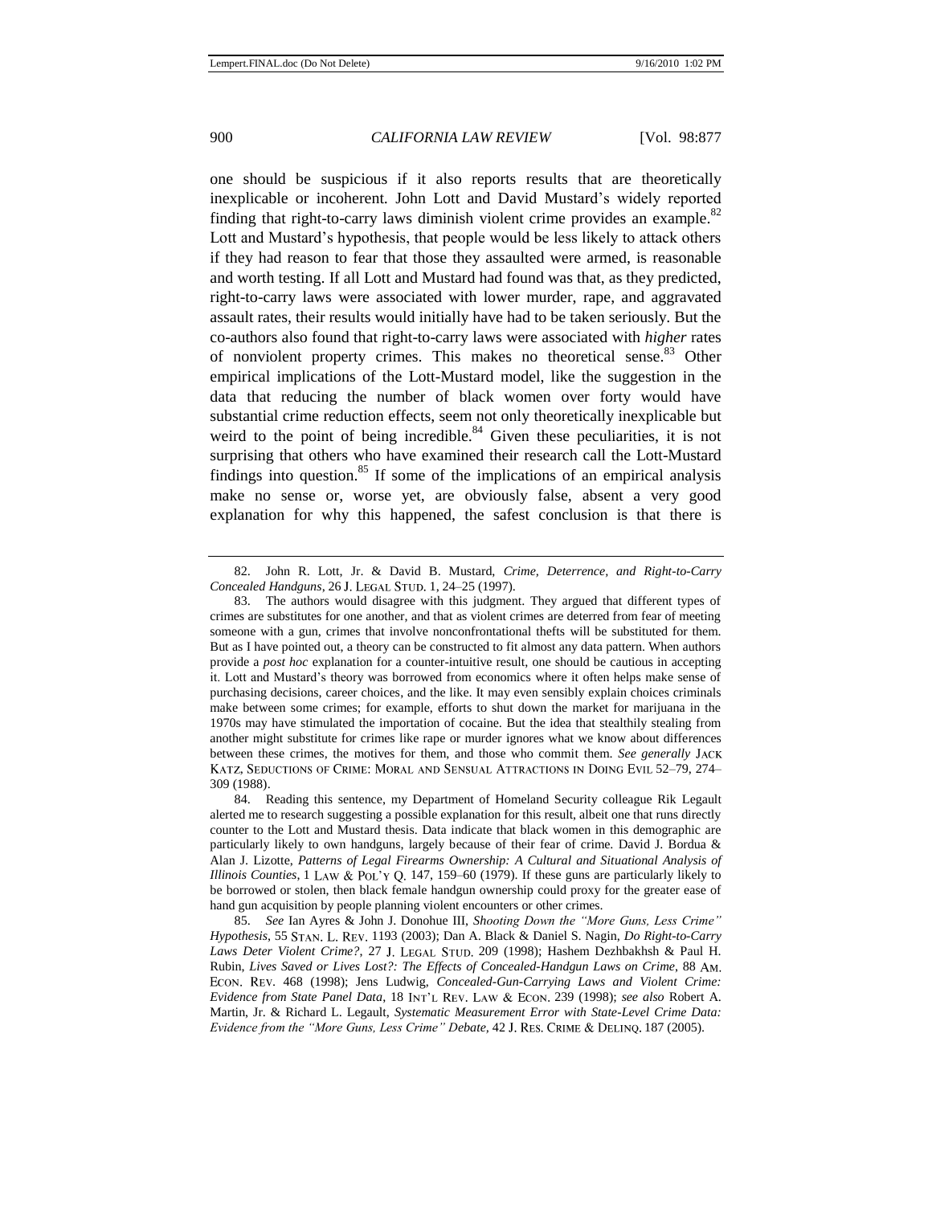one should be suspicious if it also reports results that are theoretically inexplicable or incoherent. John Lott and David Mustard's widely reported finding that right-to-carry laws diminish violent crime provides an example.[82] Lott and Mustard's hypothesis, that people would be less likely to attack others if they had reason to fear that those they assaulted were armed, is reasonable and worth testing. If all Lott and Mustard had found was that, as they predicted, right-to-carry laws were associated with lower murder, rape, and aggravated assault rates, their results would initially have had to be taken seriously. But the co-authors also found that right-to-carry laws were associated with *higher* rates of nonviolent property crimes. This makes no theoretical sense.[83] Other empirical implications of the Lott-Mustard model, like the suggestion in the data that reducing the number of black women over forty would have substantial crime reduction effects, seem not only theoretically inexplicable but weird to the point of being incredible.[84] Given these peculiarities, it is not surprising that others who have examined their research call the Lott-Mustard findings into question.[85] If some of the implications of an empirical analysis make no sense or, worse yet, are obviously false, absent a very good explanation for why this happened, the safest conclusion is that there is

---

82. John R. Lott, Jr. & David B. Mustard, *Crime, Deterrence, and Right-to-Carry Concealed Handguns*, 26 J. LEGAL STUD. 1, 24–25 (1997).

83. The authors would disagree with this judgment. They argued that different types of crimes are substitutes for one another, and that as violent crimes are deterred from fear of meeting someone with a gun, crimes that involve nonconfrontational thefts will be substituted for them. But as I have pointed out, a theory can be constructed to fit almost any data pattern. When authors provide a *post hoc* explanation for a counter-intuitive result, one should be cautious in accepting it. Lott and Mustard's theory was borrowed from economics where it often helps make sense of purchasing decisions, career choices, and the like. It may even sensibly explain choices criminals make between some crimes; for example, efforts to shut down the market for marijuana in the 1970s may have stimulated the importation of cocaine. But the idea that stealthily stealing from another might substitute for crimes like rape or murder ignores what we know about differences between these crimes, the motives for them, and those who commit them. *See generally* JACK KATZ, SEDUCTIONS OF CRIME: MORAL AND SENSUAL ATTRACTIONS IN DOING EVIL 52–79, 274–309 (1988).

84. Reading this sentence, my Department of Homeland Security colleague Rik Legault alerted me to research suggesting a possible explanation for this result, albeit one that runs directly counter to the Lott and Mustard thesis. Data indicate that black women in this demographic are particularly likely to own handguns, largely because of their fear of crime. David J. Bordua & Alan J. Lizotte, *Patterns of Legal Firearms Ownership: A Cultural and Situational Analysis of Illinois Counties*, 1 LAW & POL'Y Q. 147, 159–60 (1979). If these guns are particularly likely to be borrowed or stolen, then black female handgun ownership could proxy for the greater ease of hand gun acquisition by people planning violent encounters or other crimes.

85. *See* Ian Ayres & John J. Donohue III, *Shooting Down the "More Guns, Less Crime" Hypothesis*, 55 STAN. L. REV. 1193 (2003); Dan A. Black & Daniel S. Nagin, *Do Right-to-Carry Laws Deter Violent Crime?*, 27 J. LEGAL STUD. 209 (1998); Hashem Dezhbakhsh & Paul H. Rubin, *Lives Saved or Lives Lost?: The Effects of Concealed-Handgun Laws on Crime*, 88 AM. ECON. REV. 468 (1998); Jens Ludwig, *Concealed-Gun-Carrying Laws and Violent Crime: Evidence from State Panel Data*, 18 INT'L REV. LAW & ECON. 239 (1998); *see also* Robert A. Martin, Jr. & Richard L. Legault, *Systematic Measurement Error with State-Level Crime Data: Evidence from the "More Guns, Less Crime" Debate*, 42 J. RES. CRIME & DELINQ. 187 (2005).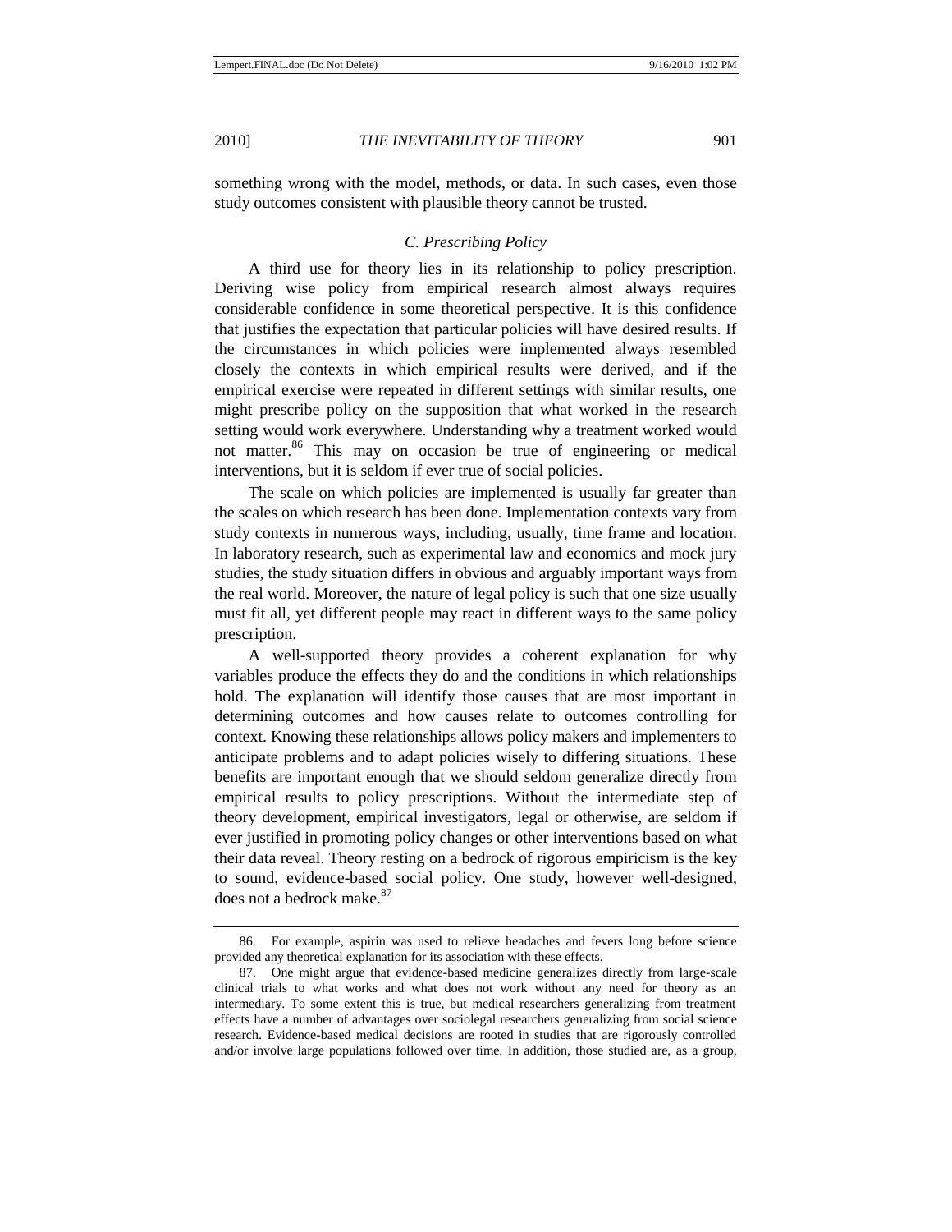something wrong with the model, methods, or data. In such cases, even those study outcomes consistent with plausible theory cannot be trusted.

### *C. Prescribing Policy*

A third use for theory lies in its relationship to policy prescription. Deriving wise policy from empirical research almost always requires considerable confidence in some theoretical perspective. It is this confidence that justifies the expectation that particular policies will have desired results. If the circumstances in which policies were implemented always resembled closely the contexts in which empirical results were derived, and if the empirical exercise were repeated in different settings with similar results, one might prescribe policy on the supposition that what worked in the research setting would work everywhere. Understanding why a treatment worked would not matter.[86] This may on occasion be true of engineering or medical interventions, but it is seldom if ever true of social policies.

The scale on which policies are implemented is usually far greater than the scales on which research has been done. Implementation contexts vary from study contexts in numerous ways, including, usually, time frame and location. In laboratory research, such as experimental law and economics and mock jury studies, the study situation differs in obvious and arguably important ways from the real world. Moreover, the nature of legal policy is such that one size usually must fit all, yet different people may react in different ways to the same policy prescription.

A well-supported theory provides a coherent explanation for why variables produce the effects they do and the conditions in which relationships hold. The explanation will identify those causes that are most important in determining outcomes and how causes relate to outcomes controlling for context. Knowing these relationships allows policy makers and implementers to anticipate problems and to adapt policies wisely to differing situations. These benefits are important enough that we should seldom generalize directly from empirical results to policy prescriptions. Without the intermediate step of theory development, empirical investigators, legal or otherwise, are seldom if ever justified in promoting policy changes or other interventions based on what their data reveal. Theory resting on a bedrock of rigorous empiricism is the key to sound, evidence-based social policy. One study, however well-designed, does not a bedrock make.[87]

---

86. For example, aspirin was used to relieve headaches and fevers long before science provided any theoretical explanation for its association with these effects.

87. One might argue that evidence-based medicine generalizes directly from large-scale clinical trials to what works and what does not work without any need for theory as an intermediary. To some extent this is true, but medical researchers generalizing from treatment effects have a number of advantages over sociolegal researchers generalizing from social science research. Evidence-based medical decisions are rooted in studies that are rigorously controlled and/or involve large populations followed over time. In addition, those studied are, as a group,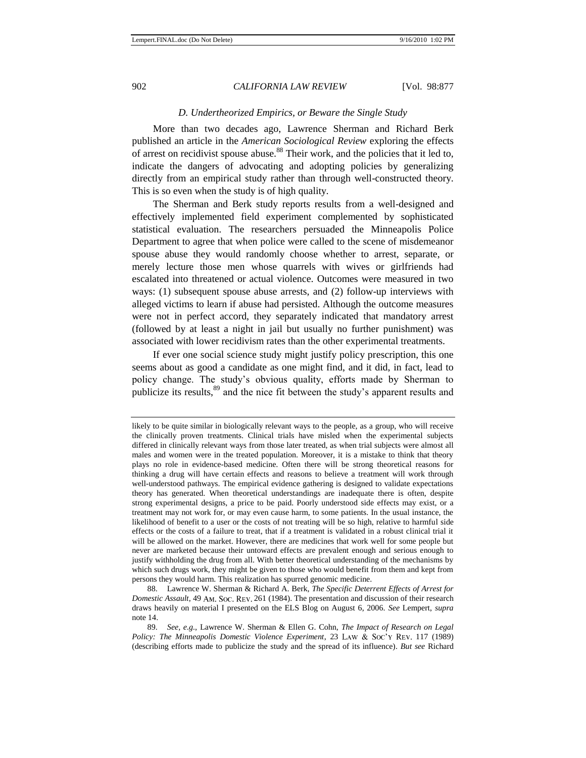### *D. Undertheorized Empirics, or Beware the Single Study*

More than two decades ago, Lawrence Sherman and Richard Berk published an article in the *American Sociological Review* exploring the effects of arrest on recidivist spouse abuse.[88] Their work, and the policies that it led to, indicate the dangers of advocating and adopting policies by generalizing directly from an empirical study rather than through well-constructed theory. This is so even when the study is of high quality.

The Sherman and Berk study reports results from a well-designed and effectively implemented field experiment complemented by sophisticated statistical evaluation. The researchers persuaded the Minneapolis Police Department to agree that when police were called to the scene of misdemeanor spouse abuse they would randomly choose whether to arrest, separate, or merely lecture those men whose quarrels with wives or girlfriends had escalated into threatened or actual violence. Outcomes were measured in two ways: (1) subsequent spouse abuse arrests, and (2) follow-up interviews with alleged victims to learn if abuse had persisted. Although the outcome measures were not in perfect accord, they separately indicated that mandatory arrest (followed by at least a night in jail but usually no further punishment) was associated with lower recidivism rates than the other experimental treatments.

If ever one social science study might justify policy prescription, this one seems about as good a candidate as one might find, and it did, in fact, lead to policy change. The study's obvious quality, efforts made by Sherman to publicize its results,[89] and the nice fit between the study's apparent results and

---

likely to be quite similar in biologically relevant ways to the people, as a group, who will receive the clinically proven treatments. Clinical trials have misled when the experimental subjects differed in clinically relevant ways from those later treated, as when trial subjects were almost all males and women were in the treated population. Moreover, it is a mistake to think that theory plays no role in evidence-based medicine. Often there will be strong theoretical reasons for thinking a drug will have certain effects and reasons to believe a treatment will work through well-understood pathways. The empirical evidence gathering is designed to validate expectations theory has generated. When theoretical understandings are inadequate there is often, despite strong experimental designs, a price to be paid. Poorly understood side effects may exist, or a treatment may not work for, or may even cause harm, to some patients. In the usual instance, the likelihood of benefit to a user or the costs of not treating will be so high, relative to harmful side effects or the costs of a failure to treat, that if a treatment is validated in a robust clinical trial it will be allowed on the market. However, there are medicines that work well for some people but never are marketed because their untoward effects are prevalent enough and serious enough to justify withholding the drug from all. With better theoretical understanding of the mechanisms by which such drugs work, they might be given to those who would benefit from them and kept from persons they would harm. This realization has spurred genomic medicine.

88. Lawrence W. Sherman & Richard A. Berk, *The Specific Deterrent Effects of Arrest for Domestic Assault*, 49 AM. SOC. REV. 261 (1984). The presentation and discussion of their research draws heavily on material I presented on the ELS Blog on August 6, 2006. *See* Lempert, *supra* note 14.

89. *See, e.g.*, Lawrence W. Sherman & Ellen G. Cohn, *The Impact of Research on Legal Policy: The Minneapolis Domestic Violence Experiment*, 23 LAW & SOC'Y REV. 117 (1989) (describing efforts made to publicize the study and the spread of its influence). *But see* Richard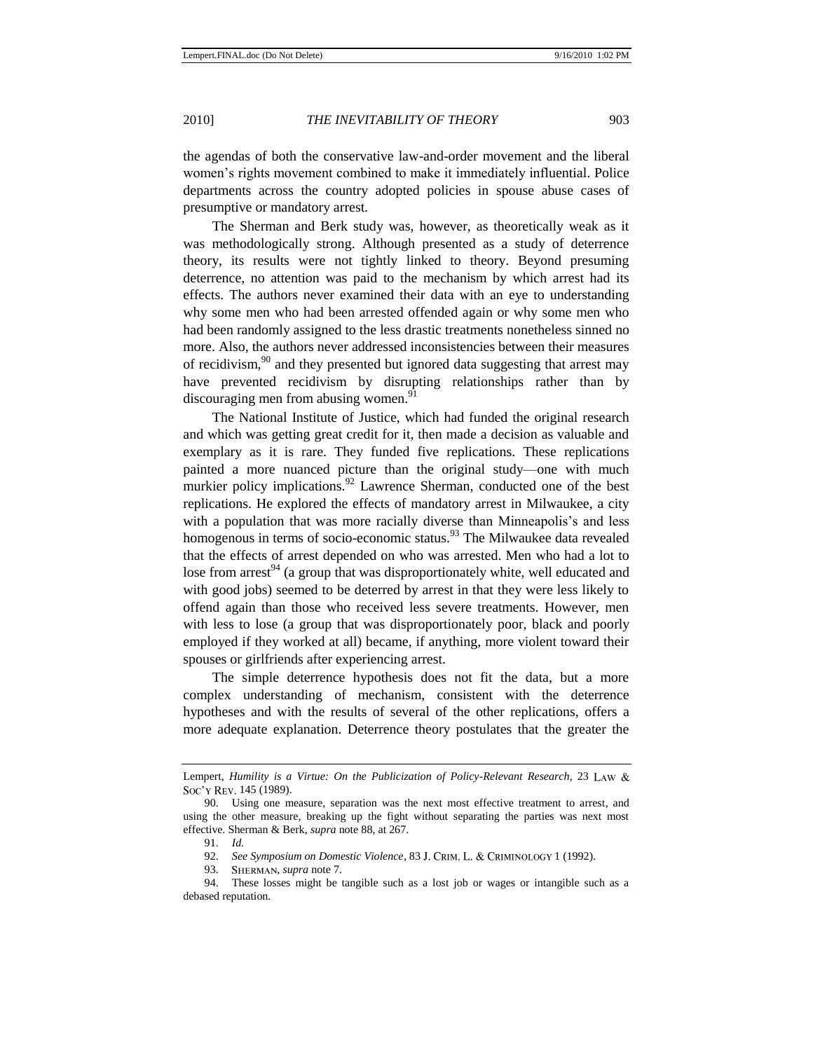the agendas of both the conservative law-and-order movement and the liberal women's rights movement combined to make it immediately influential. Police departments across the country adopted policies in spouse abuse cases of presumptive or mandatory arrest.

The Sherman and Berk study was, however, as theoretically weak as it was methodologically strong. Although presented as a study of deterrence theory, its results were not tightly linked to theory. Beyond presuming deterrence, no attention was paid to the mechanism by which arrest had its effects. The authors never examined their data with an eye to understanding why some men who had been arrested offended again or why some men who had been randomly assigned to the less drastic treatments nonetheless sinned no more. Also, the authors never addressed inconsistencies between their measures of recidivism,[90] and they presented but ignored data suggesting that arrest may have prevented recidivism by disrupting relationships rather than by discouraging men from abusing women.[91]

The National Institute of Justice, which had funded the original research and which was getting great credit for it, then made a decision as valuable and exemplary as it is rare. They funded five replications. These replications painted a more nuanced picture than the original study—one with much murkier policy implications.[92] Lawrence Sherman, conducted one of the best replications. He explored the effects of mandatory arrest in Milwaukee, a city with a population that was more racially diverse than Minneapolis's and less homogenous in terms of socio-economic status.[93] The Milwaukee data revealed that the effects of arrest depended on who was arrested. Men who had a lot to lose from arrest[94] (a group that was disproportionately white, well educated and with good jobs) seemed to be deterred by arrest in that they were less likely to offend again than those who received less severe treatments. However, men with less to lose (a group that was disproportionately poor, black and poorly employed if they worked at all) became, if anything, more violent toward their spouses or girlfriends after experiencing arrest.

The simple deterrence hypothesis does not fit the data, but a more complex understanding of mechanism, consistent with the deterrence hypotheses and with the results of several of the other replications, offers a more adequate explanation. Deterrence theory postulates that the greater the

---

Lempert, *Humility is a Virtue: On the Publicization of Policy-Relevant Research*, 23 LAW & SOC'Y REV. 145 (1989).

90. Using one measure, separation was the next most effective treatment to arrest, and using the other measure, breaking up the fight without separating the parties was next most effective. Sherman & Berk, *supra* note 88, at 267.

91. *Id.*

92. *See Symposium on Domestic Violence*, 83 J. CRIM. L. & CRIMINOLOGY 1 (1992).

93. SHERMAN, *supra* note 7.

94. These losses might be tangible such as a lost job or wages or intangible such as a debased reputation.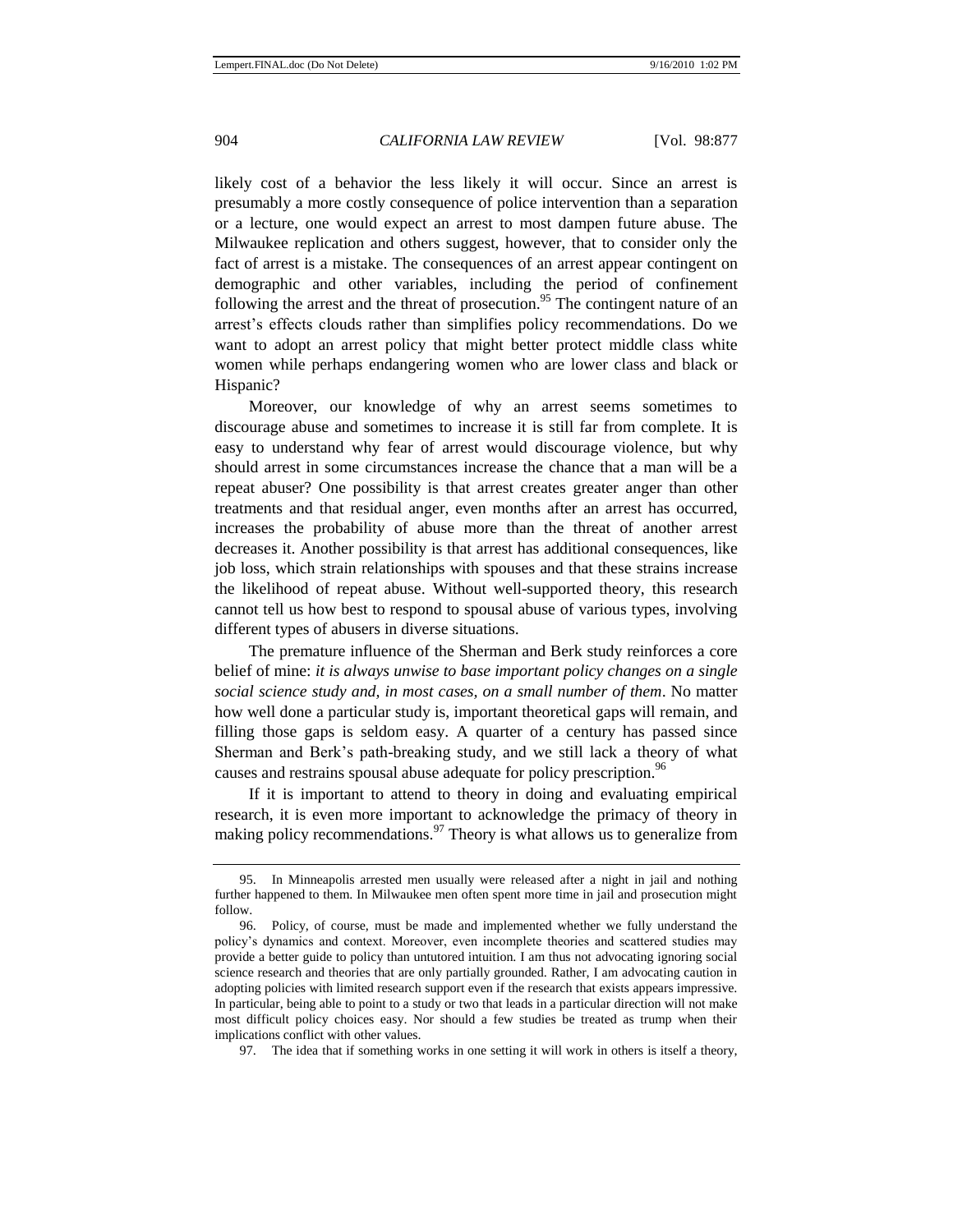likely cost of a behavior the less likely it will occur. Since an arrest is presumably a more costly consequence of police intervention than a separation or a lecture, one would expect an arrest to most dampen future abuse. The Milwaukee replication and others suggest, however, that to consider only the fact of arrest is a mistake. The consequences of an arrest appear contingent on demographic and other variables, including the period of confinement following the arrest and the threat of prosecution.[95] The contingent nature of an arrest's effects clouds rather than simplifies policy recommendations. Do we want to adopt an arrest policy that might better protect middle class white women while perhaps endangering women who are lower class and black or Hispanic?

Moreover, our knowledge of why an arrest seems sometimes to discourage abuse and sometimes to increase it is still far from complete. It is easy to understand why fear of arrest would discourage violence, but why should arrest in some circumstances increase the chance that a man will be a repeat abuser? One possibility is that arrest creates greater anger than other treatments and that residual anger, even months after an arrest has occurred, increases the probability of abuse more than the threat of another arrest decreases it. Another possibility is that arrest has additional consequences, like job loss, which strain relationships with spouses and that these strains increase the likelihood of repeat abuse. Without well-supported theory, this research cannot tell us how best to respond to spousal abuse of various types, involving different types of abusers in diverse situations.

The premature influence of the Sherman and Berk study reinforces a core belief of mine: *it is always unwise to base important policy changes on a single social science study and, in most cases, on a small number of them*. No matter how well done a particular study is, important theoretical gaps will remain, and filling those gaps is seldom easy. A quarter of a century has passed since Sherman and Berk's path-breaking study, and we still lack a theory of what causes and restrains spousal abuse adequate for policy prescription.[96]

If it is important to attend to theory in doing and evaluating empirical research, it is even more important to acknowledge the primacy of theory in making policy recommendations.[97] Theory is what allows us to generalize from

---

95. In Minneapolis arrested men usually were released after a night in jail and nothing further happened to them. In Milwaukee men often spent more time in jail and prosecution might follow.

96. Policy, of course, must be made and implemented whether we fully understand the policy's dynamics and context. Moreover, even incomplete theories and scattered studies may provide a better guide to policy than untutored intuition. I am thus not advocating ignoring social science research and theories that are only partially grounded. Rather, I am advocating caution in adopting policies with limited research support even if the research that exists appears impressive. In particular, being able to point to a study or two that leads in a particular direction will not make most difficult policy choices easy. Nor should a few studies be treated as trump when their implications conflict with other values.

97. The idea that if something works in one setting it will work in others is itself a theory,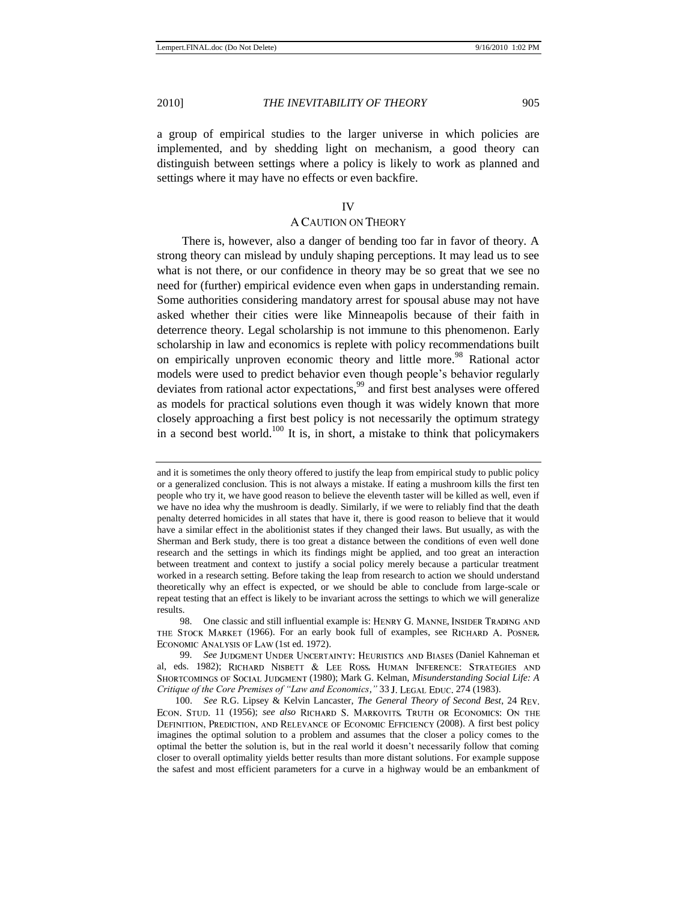a group of empirical studies to the larger universe in which policies are implemented, and by shedding light on mechanism, a good theory can distinguish between settings where a policy is likely to work as planned and settings where it may have no effects or even backfire.

## IV
## A CAUTION ON THEORY

There is, however, also a danger of bending too far in favor of theory. A strong theory can mislead by unduly shaping perceptions. It may lead us to see what is not there, or our confidence in theory may be so great that we see no need for (further) empirical evidence even when gaps in understanding remain. Some authorities considering mandatory arrest for spousal abuse may not have asked whether their cities were like Minneapolis because of their faith in deterrence theory. Legal scholarship is not immune to this phenomenon. Early scholarship in law and economics is replete with policy recommendations built on empirically unproven economic theory and little more.[98] Rational actor models were used to predict behavior even though people's behavior regularly deviates from rational actor expectations,[99] and first best analyses were offered as models for practical solutions even though it was widely known that more closely approaching a first best policy is not necessarily the optimum strategy in a second best world.[100] It is, in short, a mistake to think that policymakers

---

and it is sometimes the only theory offered to justify the leap from empirical study to public policy or a generalized conclusion. This is not always a mistake. If eating a mushroom kills the first ten people who try it, we have good reason to believe the eleventh taster will be killed as well, even if we have no idea why the mushroom is deadly. Similarly, if we were to reliably find that the death penalty deterred homicides in all states that have it, there is good reason to believe that it would have a similar effect in the abolitionist states if they changed their laws. But usually, as with the Sherman and Berk study, there is too great a distance between the conditions of even well done research and the settings in which its findings might be applied, and too great an interaction between treatment and context to justify a social policy merely because a particular treatment worked in a research setting. Before taking the leap from research to action we should understand theoretically why an effect is expected, or we should be able to conclude from large-scale or repeat testing that an effect is likely to be invariant across the settings to which we will generalize results.

98. One classic and still influential example is: HENRY G. MANNE, INSIDER TRADING AND THE STOCK MARKET (1966). For an early book full of examples, see RICHARD A. POSNER, ECONOMIC ANALYSIS OF LAW (1st ed. 1972).

99. *See* JUDGMENT UNDER UNCERTAINTY: HEURISTICS AND BIASES (Daniel Kahneman et al, eds. 1982); RICHARD NISBETT & LEE ROSS, HUMAN INFERENCE: STRATEGIES AND SHORTCOMINGS OF SOCIAL JUDGMENT (1980); Mark G. Kelman, *Misunderstanding Social Life: A Critique of the Core Premises of "Law and Economics,"* 33 J. LEGAL EDUC. 274 (1983).

100. *See* R.G. Lipsey & Kelvin Lancaster, *The General Theory of Second Best*, 24 REV. ECON. STUD. 11 (1956); *see also* RICHARD S. MARKOVITS, TRUTH OR ECONOMICS: ON THE DEFINITION, PREDICTION, AND RELEVANCE OF ECONOMIC EFFICIENCY (2008). A first best policy imagines the optimal solution to a problem and assumes that the closer a policy comes to the optimal the better the solution is, but in the real world it doesn't necessarily follow that coming closer to overall optimality yields better results than more distant solutions. For example suppose the safest and most efficient parameters for a curve in a highway would be an embankment of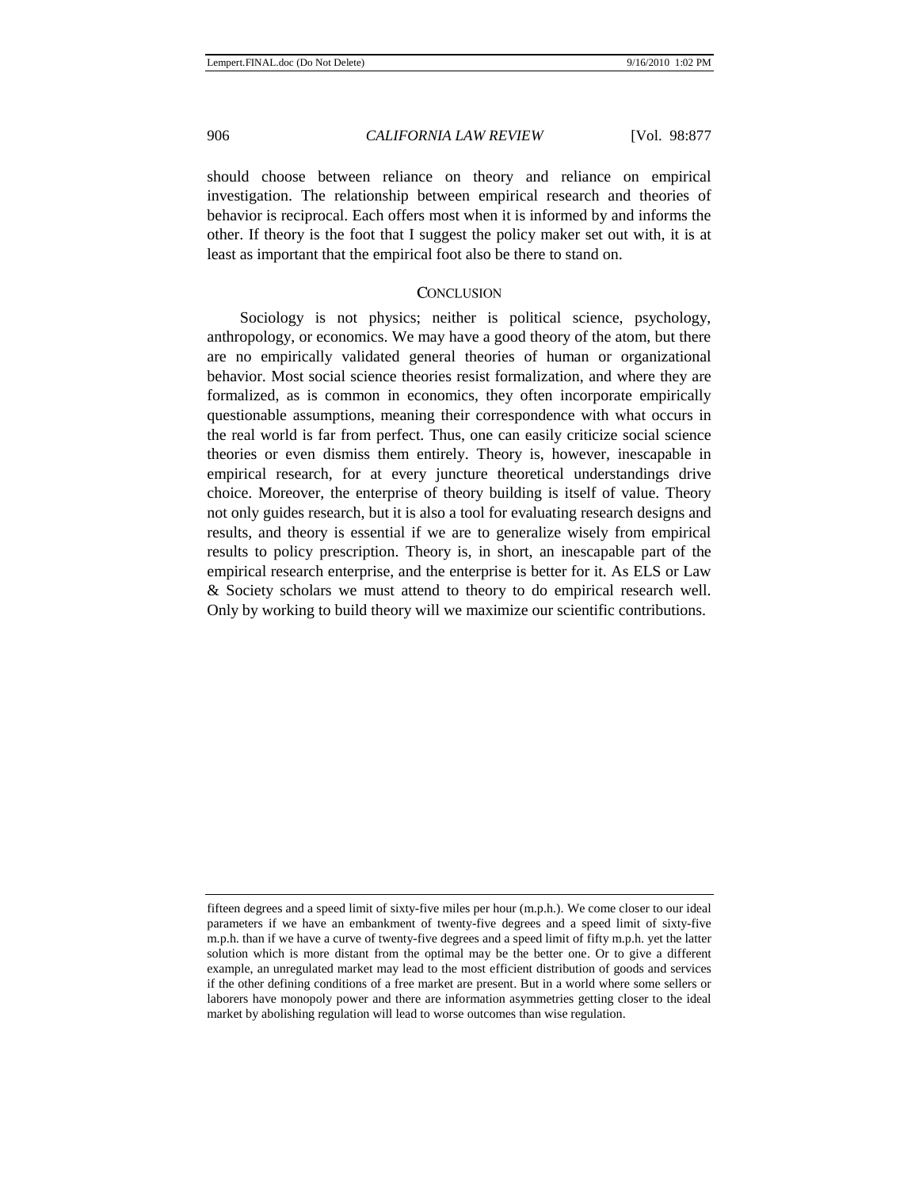should choose between reliance on theory and reliance on empirical investigation. The relationship between empirical research and theories of behavior is reciprocal. Each offers most when it is informed by and informs the other. If theory is the foot that I suggest the policy maker set out with, it is at least as important that the empirical foot also be there to stand on.

## CONCLUSION

Sociology is not physics; neither is political science, psychology, anthropology, or economics. We may have a good theory of the atom, but there are no empirically validated general theories of human or organizational behavior. Most social science theories resist formalization, and where they are formalized, as is common in economics, they often incorporate empirically questionable assumptions, meaning their correspondence with what occurs in the real world is far from perfect. Thus, one can easily criticize social science theories or even dismiss them entirely. Theory is, however, inescapable in empirical research, for at every juncture theoretical understandings drive choice. Moreover, the enterprise of theory building is itself of value. Theory not only guides research, but it is also a tool for evaluating research designs and results, and theory is essential if we are to generalize wisely from empirical results to policy prescription. Theory is, in short, an inescapable part of the empirical research enterprise, and the enterprise is better for it. As ELS or Law & Society scholars we must attend to theory to do empirical research well. Only by working to build theory will we maximize our scientific contributions.

---

fifteen degrees and a speed limit of sixty-five miles per hour (m.p.h.). We come closer to our ideal parameters if we have an embankment of twenty-five degrees and a speed limit of sixty-five m.p.h. than if we have a curve of twenty-five degrees and a speed limit of fifty m.p.h. yet the latter solution which is more distant from the optimal may be the better one. Or to give a different example, an unregulated market may lead to the most efficient distribution of goods and services if the other defining conditions of a free market are present. But in a world where some sellers or laborers have monopoly power and there are information asymmetries getting closer to the ideal market by abolishing regulation will lead to worse outcomes than wise regulation.